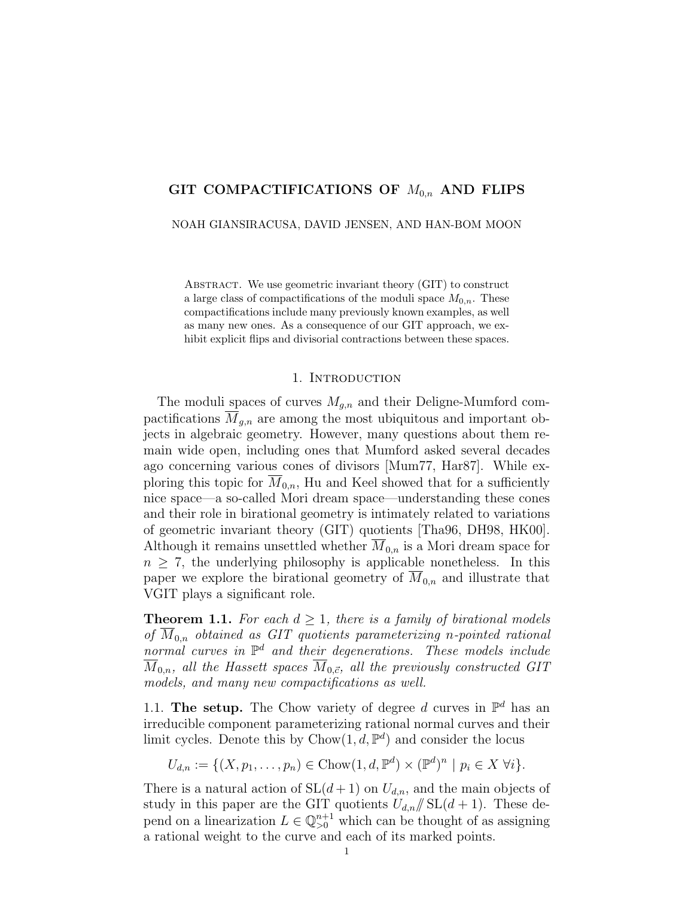# GIT COMPACTIFICATIONS OF $M_{0,n}$ AND FLIPS

NOAH GIANSIRACUSA, DAVID JENSEN, AND HAN-BOM MOON

Abstract. We use geometric invariant theory (GIT) to construct a large class of compactifications of the moduli space $M_{0,n}$. These compactifications include many previously known examples, as well as many new ones. As a consequence of our GIT approach, we exhibit explicit flips and divisorial contractions between these spaces.

## 1. Introduction

The moduli spaces of curves $M_{g,n}$ and their Deligne-Mumford compactifications $\overline{M}_{g,n}$ are among the most ubiquitous and important objects in algebraic geometry. However, many questions about them remain wide open, including ones that Mumford asked several decades ago concerning various cones of divisors [Mum77, Har87]. While exploring this topic for $\overline{M}_{0,n}$, Hu and Keel showed that for a sufficiently nice space—a so-called Mori dream space—understanding these cones and their role in birational geometry is intimately related to variations of geometric invariant theory (GIT) quotients [Tha96, DH98, HK00]. Although it remains unsettled whether $\overline{M}_{0,n}$ is a Mori dream space for $n \geq 7$, the underlying philosophy is applicable nonetheless. In this paper we explore the birational geometry of $\overline{M}_{0,n}$ and illustrate that VGIT plays a significant role.

**Theorem 1.1.** *For each $d \geq 1$, there is a family of birational models of $\overline{M}_{0,n}$ obtained as GIT quotients parameterizing $n$-pointed rational normal curves in $\mathbb{P}^d$ and their degenerations. These models include $\overline{M}_{0,n}$, all the Hassett spaces $\overline{M}_{0,\vec{c}}$, all the previously constructed GIT models, and many new compactifications as well.*

### 1.1. The setup.

The Chow variety of degree $d$ curves in $\mathbb{P}^d$ has an irreducible component parameterizing rational normal curves and their limit cycles. Denote this by $\mathrm{Chow}(1, d, \mathbb{P}^d)$ and consider the locus

$$U_{d,n} := \{(X, p_1, \ldots, p_n) \in \mathrm{Chow}(1, d, \mathbb{P}^d) \times (\mathbb{P}^d)^n \mid p_i \in X \ \forall i\}.$$

There is a natural action of $\mathrm{SL}(d+1)$ on $U_{d,n}$, and the main objects of study in this paper are the GIT quotients $U_{d,n} /\!\!/ \mathrm{SL}(d+1)$. These depend on a linearization $L \in \mathbb{Q}_{>0}^{n+1}$ which can be thought of as assigning a rational weight to the curve and each of its marked points.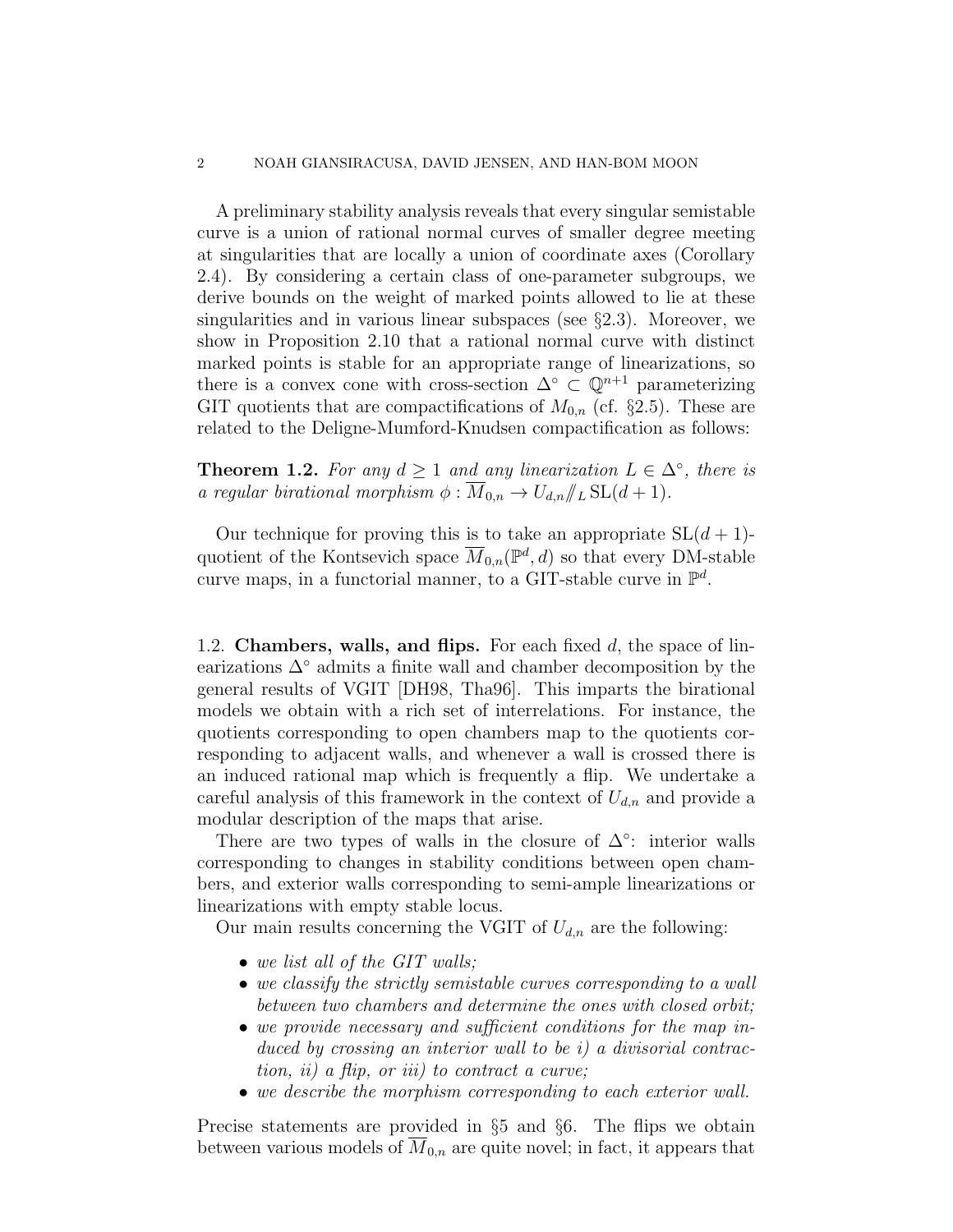A preliminary stability analysis reveals that every singular semistable curve is a union of rational normal curves of smaller degree meeting at singularities that are locally a union of coordinate axes (Corollary 2.4). By considering a certain class of one-parameter subgroups, we derive bounds on the weight of marked points allowed to lie at these singularities and in various linear subspaces (see §2.3). Moreover, we show in Proposition 2.10 that a rational normal curve with distinct marked points is stable for an appropriate range of linearizations, so there is a convex cone with cross-section $\Delta^\circ \subset \mathbb{Q}^{n+1}$ parameterizing GIT quotients that are compactifications of $M_{0,n}$ (cf. §2.5). These are related to the Deligne-Mumford-Knudsen compactification as follows:

**Theorem 1.2.** *For any $d \geq 1$ and any linearization $L \in \Delta^\circ$, there is a regular birational morphism $\phi : \overline{M}_{0,n} \to U_{d,n} /\!\!/_L \mathrm{SL}(d+1)$.*

Our technique for proving this is to take an appropriate $\mathrm{SL}(d+1)$-quotient of the Kontsevich space $\overline{M}_{0,n}(\mathbb{P}^d, d)$ so that every DM-stable curve maps, in a functorial manner, to a GIT-stable curve in $\mathbb{P}^d$.

1.2. **Chambers, walls, and flips.** For each fixed $d$, the space of linearizations $\Delta^\circ$ admits a finite wall and chamber decomposition by the general results of VGIT [DH98, Tha96]. This imparts the birational models we obtain with a rich set of interrelations. For instance, the quotients corresponding to open chambers map to the quotients corresponding to adjacent walls, and whenever a wall is crossed there is an induced rational map which is frequently a flip. We undertake a careful analysis of this framework in the context of $U_{d,n}$ and provide a modular description of the maps that arise.

There are two types of walls in the closure of $\Delta^\circ$: interior walls corresponding to changes in stability conditions between open chambers, and exterior walls corresponding to semi-ample linearizations or linearizations with empty stable locus.

Our main results concerning the VGIT of $U_{d,n}$ are the following:

- *we list all of the GIT walls;*
- *we classify the strictly semistable curves corresponding to a wall between two chambers and determine the ones with closed orbit;*
- *we provide necessary and sufficient conditions for the map induced by crossing an interior wall to be i) a divisorial contraction, ii) a flip, or iii) to contract a curve;*
- *we describe the morphism corresponding to each exterior wall.*

Precise statements are provided in §5 and §6. The flips we obtain between various models of $\overline{M}_{0,n}$ are quite novel; in fact, it appears that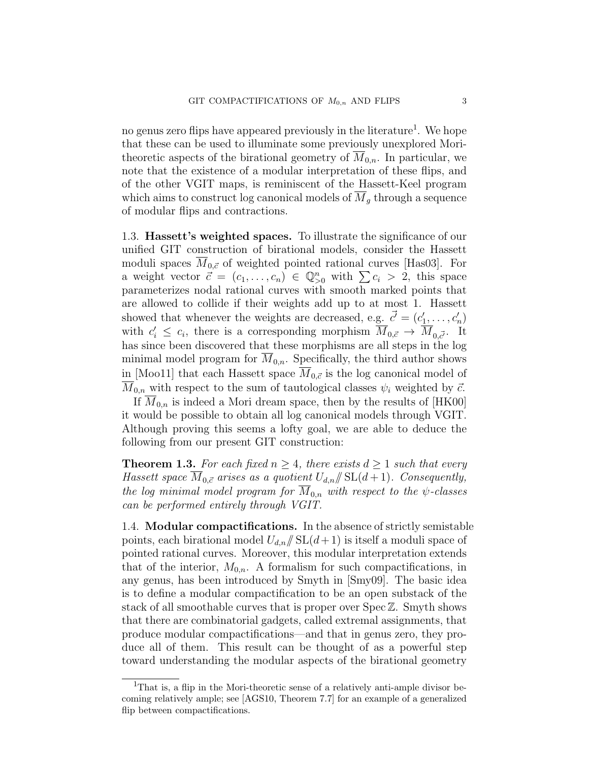no genus zero flips have appeared previously in the literature[1]. We hope that these can be used to illuminate some previously unexplored Mori-theoretic aspects of the birational geometry of $\overline{M}_{0,n}$. In particular, we note that the existence of a modular interpretation of these flips, and of the other VGIT maps, is reminiscent of the Hassett-Keel program which aims to construct log canonical models of $\overline{M}_g$ through a sequence of modular flips and contractions.

1.3. **Hassett's weighted spaces.** To illustrate the significance of our unified GIT construction of birational models, consider the Hassett moduli spaces $\overline{M}_{0,\vec{c}}$ of weighted pointed rational curves [Has03]. For a weight vector $\vec{c} = (c_1, \ldots, c_n) \in \mathbb{Q}^n_{>0}$ with $\sum c_i > 2$, this space parameterizes nodal rational curves with smooth marked points that are allowed to collide if their weights add up to at most 1. Hassett showed that whenever the weights are decreased, e.g. $\vec{c'} = (c'_1, \ldots, c'_n)$ with $c'_i \leq c_i$, there is a corresponding morphism $\overline{M}_{0,\vec{c}} \to \overline{M}_{0,\vec{c'}}$. It has since been discovered that these morphisms are all steps in the log minimal model program for $\overline{M}_{0,n}$. Specifically, the third author shows in [Moo11] that each Hassett space $\overline{M}_{0,\vec{c}}$ is the log canonical model of $\overline{M}_{0,n}$ with respect to the sum of tautological classes $\psi_i$ weighted by $\vec{c}$.

If $\overline{M}_{0,n}$ is indeed a Mori dream space, then by the results of [HK00] it would be possible to obtain all log canonical models through VGIT. Although proving this seems a lofty goal, we are able to deduce the following from our present GIT construction:

**Theorem 1.3.** *For each fixed $n \geq 4$, there exists $d \geq 1$ such that every Hassett space $\overline{M}_{0,\vec{c}}$ arises as a quotient $U_{d,n} /\!\!/ \mathrm{SL}(d+1)$. Consequently, the log minimal model program for $\overline{M}_{0,n}$ with respect to the $\psi$-classes can be performed entirely through VGIT.*

1.4. **Modular compactifications.** In the absence of strictly semistable points, each birational model $U_{d,n} /\!\!/ \mathrm{SL}(d+1)$ is itself a moduli space of pointed rational curves. Moreover, this modular interpretation extends that of the interior, $M_{0,n}$. A formalism for such compactifications, in any genus, has been introduced by Smyth in [Smy09]. The basic idea is to define a modular compactification to be an open substack of the stack of all smoothable curves that is proper over $\operatorname{Spec} \mathbb{Z}$. Smyth shows that there are combinatorial gadgets, called extremal assignments, that produce modular compactifications—and that in genus zero, they produce all of them. This result can be thought of as a powerful step toward understanding the modular aspects of the birational geometry

[1] That is, a flip in the Mori-theoretic sense of a relatively anti-ample divisor becoming relatively ample; see [AGS10, Theorem 7.7] for an example of a generalized flip between compactifications.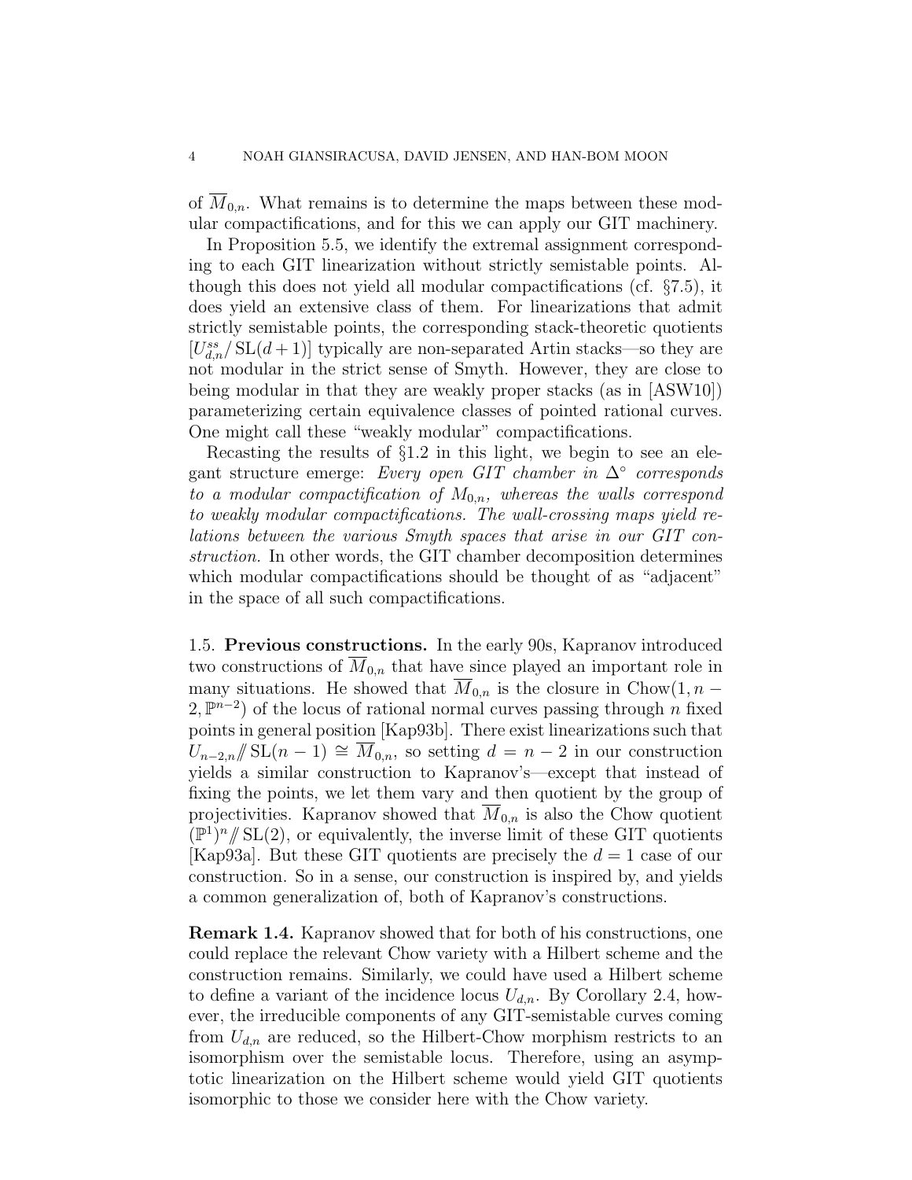of $\overline{M}_{0,n}$. What remains is to determine the maps between these modular compactifications, and for this we can apply our GIT machinery.

In Proposition 5.5, we identify the extremal assignment corresponding to each GIT linearization without strictly semistable points. Although this does not yield all modular compactifications (cf. §7.5), it does yield an extensive class of them. For linearizations that admit strictly semistable points, the corresponding stack-theoretic quotients $[U_{d,n}^{ss}/\operatorname{SL}(d+1)]$ typically are non-separated Artin stacks—so they are not modular in the strict sense of Smyth. However, they are close to being modular in that they are weakly proper stacks (as in [ASW10]) parameterizing certain equivalence classes of pointed rational curves. One might call these "weakly modular" compactifications.

Recasting the results of §1.2 in this light, we begin to see an elegant structure emerge: *Every open GIT chamber in $\Delta^\circ$ corresponds to a modular compactification of $M_{0,n}$, whereas the walls correspond to weakly modular compactifications. The wall-crossing maps yield relations between the various Smyth spaces that arise in our GIT construction.* In other words, the GIT chamber decomposition determines which modular compactifications should be thought of as "adjacent" in the space of all such compactifications.

## 1.5. Previous constructions.

In the early 90s, Kapranov introduced two constructions of $\overline{M}_{0,n}$ that have since played an important role in many situations. He showed that $\overline{M}_{0,n}$ is the closure in $\operatorname{Chow}(1, n-2, \mathbb{P}^{n-2})$ of the locus of rational normal curves passing through $n$ fixed points in general position [Kap93b]. There exist linearizations such that $U_{n-2,n} /\!\!/ \operatorname{SL}(n-1) \cong \overline{M}_{0,n}$, so setting $d = n-2$ in our construction yields a similar construction to Kapranov's—except that instead of fixing the points, we let them vary and then quotient by the group of projectivities. Kapranov showed that $\overline{M}_{0,n}$ is also the Chow quotient $(\mathbb{P}^1)^n /\!\!/ \operatorname{SL}(2)$, or equivalently, the inverse limit of these GIT quotients [Kap93a]. But these GIT quotients are precisely the $d = 1$ case of our construction. So in a sense, our construction is inspired by, and yields a common generalization of, both of Kapranov's constructions.

**Remark 1.4.** Kapranov showed that for both of his constructions, one could replace the relevant Chow variety with a Hilbert scheme and the construction remains. Similarly, we could have used a Hilbert scheme to define a variant of the incidence locus $U_{d,n}$. By Corollary 2.4, however, the irreducible components of any GIT-semistable curves coming from $U_{d,n}$ are reduced, so the Hilbert-Chow morphism restricts to an isomorphism over the semistable locus. Therefore, using an asymptotic linearization on the Hilbert scheme would yield GIT quotients isomorphic to those we consider here with the Chow variety.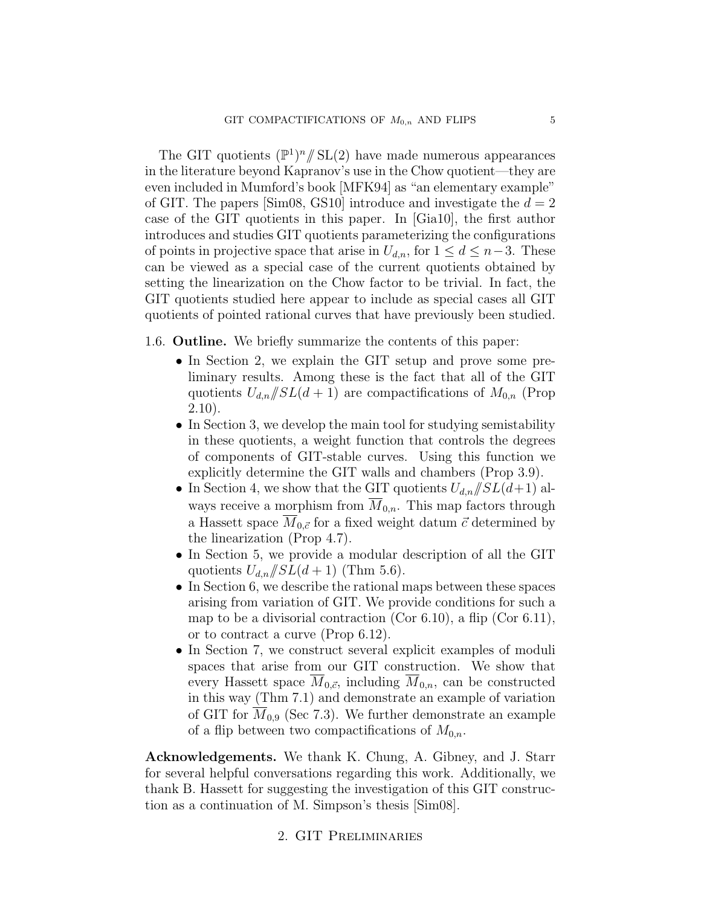The GIT quotients $(\mathbb{P}^1)^n /\!\!/ \mathrm{SL}(2)$ have made numerous appearances in the literature beyond Kapranov's use in the Chow quotient—they are even included in Mumford's book [MFK94] as "an elementary example" of GIT. The papers [Sim08, GS10] introduce and investigate the $d = 2$ case of the GIT quotients in this paper. In [Gia10], the first author introduces and studies GIT quotients parameterizing the configurations of points in projective space that arise in $U_{d,n}$, for $1 \leq d \leq n-3$. These can be viewed as a special case of the current quotients obtained by setting the linearization on the Chow factor to be trivial. In fact, the GIT quotients studied here appear to include as special cases all GIT quotients of pointed rational curves that have previously been studied.

1.6. **Outline.** We briefly summarize the contents of this paper:

- In Section 2, we explain the GIT setup and prove some preliminary results. Among these is the fact that all of the GIT quotients $U_{d,n}/\!\!/SL(d+1)$ are compactifications of $M_{0,n}$ (Prop 2.10).
- In Section 3, we develop the main tool for studying semistability in these quotients, a weight function that controls the degrees of components of GIT-stable curves. Using this function we explicitly determine the GIT walls and chambers (Prop 3.9).
- In Section 4, we show that the GIT quotients $U_{d,n}/\!\!/SL(d+1)$ always receive a morphism from $\overline{M}_{0,n}$. This map factors through a Hassett space $\overline{M}_{0,\vec{c}}$ for a fixed weight datum $\vec{c}$ determined by the linearization (Prop 4.7).
- In Section 5, we provide a modular description of all the GIT quotients $U_{d,n}/\!\!/SL(d+1)$ (Thm 5.6).
- In Section 6, we describe the rational maps between these spaces arising from variation of GIT. We provide conditions for such a map to be a divisorial contraction (Cor 6.10), a flip (Cor 6.11), or to contract a curve (Prop 6.12).
- In Section 7, we construct several explicit examples of moduli spaces that arise from our GIT construction. We show that every Hassett space $\overline{M}_{0,\vec{c}}$, including $\overline{M}_{0,n}$, can be constructed in this way (Thm 7.1) and demonstrate an example of variation of GIT for $\overline{M}_{0,9}$ (Sec 7.3). We further demonstrate an example of a flip between two compactifications of $M_{0,n}$.

**Acknowledgements.** We thank K. Chung, A. Gibney, and J. Starr for several helpful conversations regarding this work. Additionally, we thank B. Hassett for suggesting the investigation of this GIT construction as a continuation of M. Simpson's thesis [Sim08].

## 2. GIT Preliminaries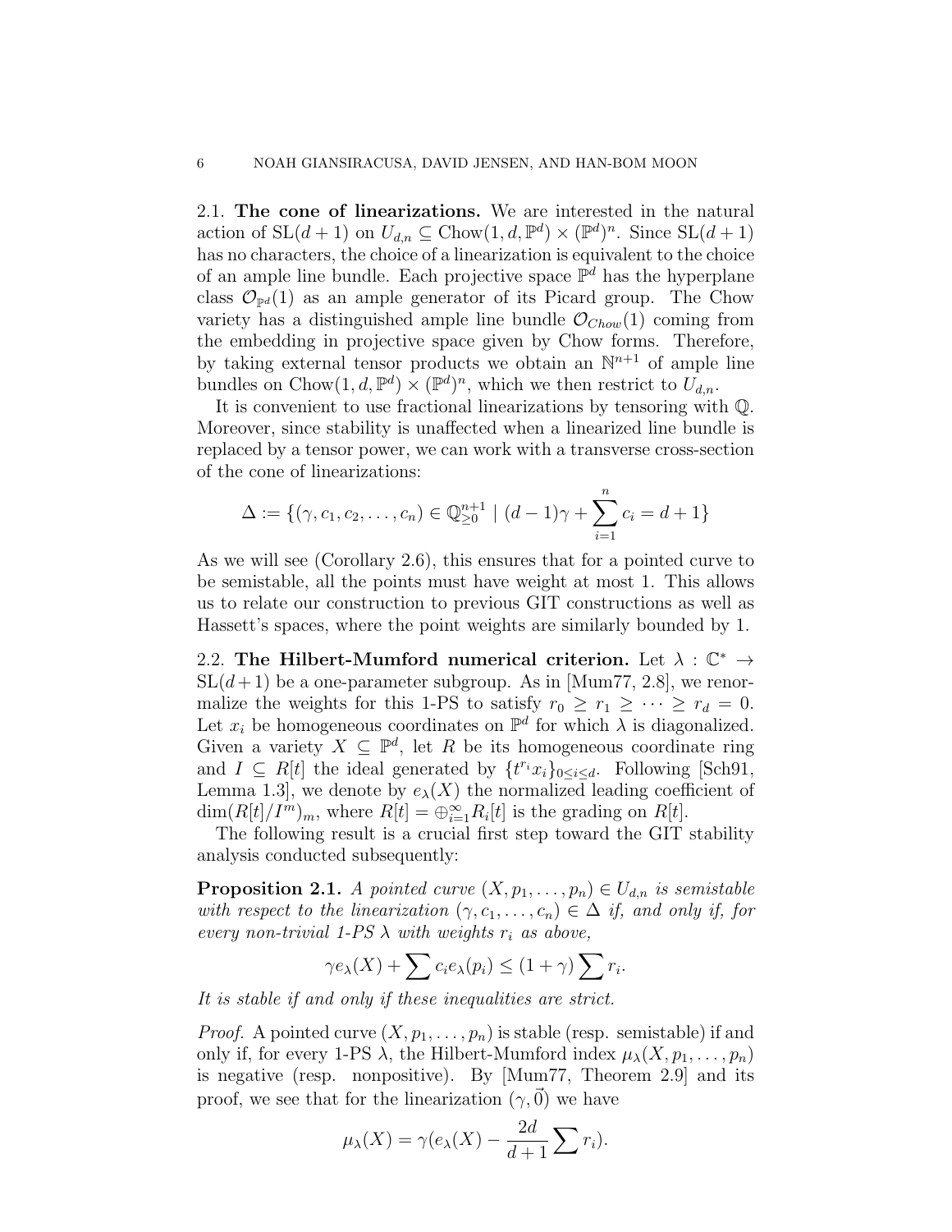### 2.1. The cone of linearizations.

We are interested in the natural action of $\mathrm{SL}(d+1)$ on $U_{d,n} \subseteq \mathrm{Chow}(1,d,\mathbb{P}^d) \times (\mathbb{P}^d)^n$. Since $\mathrm{SL}(d+1)$ has no characters, the choice of a linearization is equivalent to the choice of an ample line bundle. Each projective space $\mathbb{P}^d$ has the hyperplane class $\mathcal{O}_{\mathbb{P}^d}(1)$ as an ample generator of its Picard group. The Chow variety has a distinguished ample line bundle $\mathcal{O}_{Chow}(1)$ coming from the embedding in projective space given by Chow forms. Therefore, by taking external tensor products we obtain an $\mathbb{N}^{n+1}$ of ample line bundles on $\mathrm{Chow}(1,d,\mathbb{P}^d) \times (\mathbb{P}^d)^n$, which we then restrict to $U_{d,n}$.

It is convenient to use fractional linearizations by tensoring with $\mathbb{Q}$. Moreover, since stability is unaffected when a linearized line bundle is replaced by a tensor power, we can work with a transverse cross-section of the cone of linearizations:

$$\Delta := \{(\gamma, c_1, c_2, \ldots, c_n) \in \mathbb{Q}_{\geq 0}^{n+1} \mid (d-1)\gamma + \sum_{i=1}^{n} c_i = d+1\}$$

As we will see (Corollary 2.6), this ensures that for a pointed curve to be semistable, all the points must have weight at most 1. This allows us to relate our construction to previous GIT constructions as well as Hassett's spaces, where the point weights are similarly bounded by 1.

### 2.2. The Hilbert-Mumford numerical criterion.

Let $\lambda : \mathbb{C}^* \to \mathrm{SL}(d+1)$ be a one-parameter subgroup. As in [Mum77, 2.8], we renormalize the weights for this 1-PS to satisfy $r_0 \geq r_1 \geq \cdots \geq r_d = 0$. Let $x_i$ be homogeneous coordinates on $\mathbb{P}^d$ for which $\lambda$ is diagonalized. Given a variety $X \subseteq \mathbb{P}^d$, let $R$ be its homogeneous coordinate ring and $I \subseteq R[t]$ the ideal generated by $\{t^{r_i} x_i\}_{0 \leq i \leq d}$. Following [Sch91, Lemma 1.3], we denote by $e_\lambda(X)$ the normalized leading coefficient of $\dim(R[t]/I^m)_m$, where $R[t] = \oplus_{i=1}^{\infty} R_i[t]$ is the grading on $R[t]$.

The following result is a crucial first step toward the GIT stability analysis conducted subsequently:

**Proposition 2.1.** *A pointed curve $(X, p_1, \ldots, p_n) \in U_{d,n}$ is semistable with respect to the linearization $(\gamma, c_1, \ldots, c_n) \in \Delta$ if, and only if, for every non-trivial 1-PS $\lambda$ with weights $r_i$ as above,*

$$\gamma e_\lambda(X) + \sum c_i e_\lambda(p_i) \leq (1+\gamma) \sum r_i.$$

*It is stable if and only if these inequalities are strict.*

*Proof.* A pointed curve $(X, p_1, \ldots, p_n)$ is stable (resp. semistable) if and only if, for every 1-PS $\lambda$, the Hilbert-Mumford index $\mu_\lambda(X, p_1, \ldots, p_n)$ is negative (resp. nonpositive). By [Mum77, Theorem 2.9] and its proof, we see that for the linearization $(\gamma, \vec{0})$ we have

$$\mu_\lambda(X) = \gamma(e_\lambda(X) - \frac{2d}{d+1} \sum r_i).$$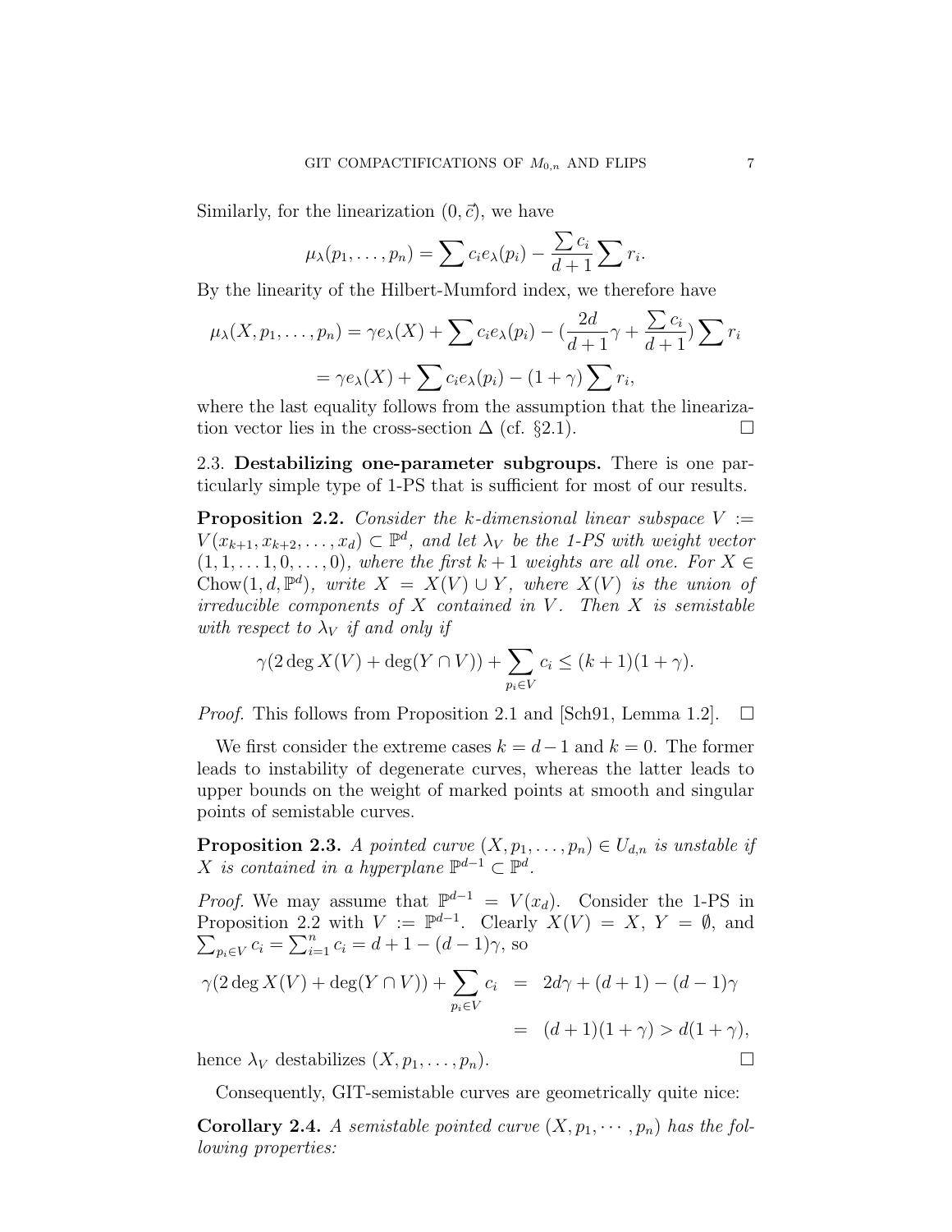Similarly, for the linearization $(0, \vec{c})$, we have

$$\mu_\lambda(p_1, \ldots, p_n) = \sum c_i e_\lambda(p_i) - \frac{\sum c_i}{d+1} \sum r_i.$$

By the linearity of the Hilbert-Mumford index, we therefore have

$$\begin{aligned}
\mu_\lambda(X, p_1, \ldots, p_n) &= \gamma e_\lambda(X) + \sum c_i e_\lambda(p_i) - \left(\frac{2d}{d+1}\gamma + \frac{\sum c_i}{d+1}\right) \sum r_i \\
&= \gamma e_\lambda(X) + \sum c_i e_\lambda(p_i) - (1+\gamma) \sum r_i,
\end{aligned}$$

where the last equality follows from the assumption that the linearization vector lies in the cross-section $\Delta$ (cf. §2.1). □

## 2.3. Destabilizing one-parameter subgroups.

There is one particularly simple type of 1-PS that is sufficient for most of our results.

**Proposition 2.2.** *Consider the $k$-dimensional linear subspace $V := V(x_{k+1}, x_{k+2}, \ldots, x_d) \subset \mathbb{P}^d$, and let $\lambda_V$ be the 1-PS with weight vector $(1, 1, \ldots 1, 0, \ldots, 0)$, where the first $k+1$ weights are all one. For $X \in \mathrm{Chow}(1, d, \mathbb{P}^d)$, write $X = X(V) \cup Y$, where $X(V)$ is the union of irreducible components of $X$ contained in $V$. Then $X$ is semistable with respect to $\lambda_V$ if and only if*

$$\gamma(2 \deg X(V) + \deg(Y \cap V)) + \sum_{p_i \in V} c_i \leq (k+1)(1+\gamma).$$

*Proof.* This follows from Proposition 2.1 and [Sch91, Lemma 1.2]. □

We first consider the extreme cases $k = d-1$ and $k = 0$. The former leads to instability of degenerate curves, whereas the latter leads to upper bounds on the weight of marked points at smooth and singular points of semistable curves.

**Proposition 2.3.** *A pointed curve $(X, p_1, \ldots, p_n) \in U_{d,n}$ is unstable if $X$ is contained in a hyperplane $\mathbb{P}^{d-1} \subset \mathbb{P}^d$.*

*Proof.* We may assume that $\mathbb{P}^{d-1} = V(x_d)$. Consider the 1-PS in Proposition 2.2 with $V := \mathbb{P}^{d-1}$. Clearly $X(V) = X$, $Y = \emptyset$, and $\sum_{p_i \in V} c_i = \sum_{i=1}^n c_i = d + 1 - (d-1)\gamma$, so

$$\begin{aligned}
\gamma(2 \deg X(V) + \deg(Y \cap V)) + \sum_{p_i \in V} c_i &= 2d\gamma + (d+1) - (d-1)\gamma \\
&= (d+1)(1+\gamma) > d(1+\gamma),
\end{aligned}$$

hence $\lambda_V$ destabilizes $(X, p_1, \ldots, p_n)$. □

Consequently, GIT-semistable curves are geometrically quite nice:

**Corollary 2.4.** *A semistable pointed curve $(X, p_1, \cdots, p_n)$ has the following properties:*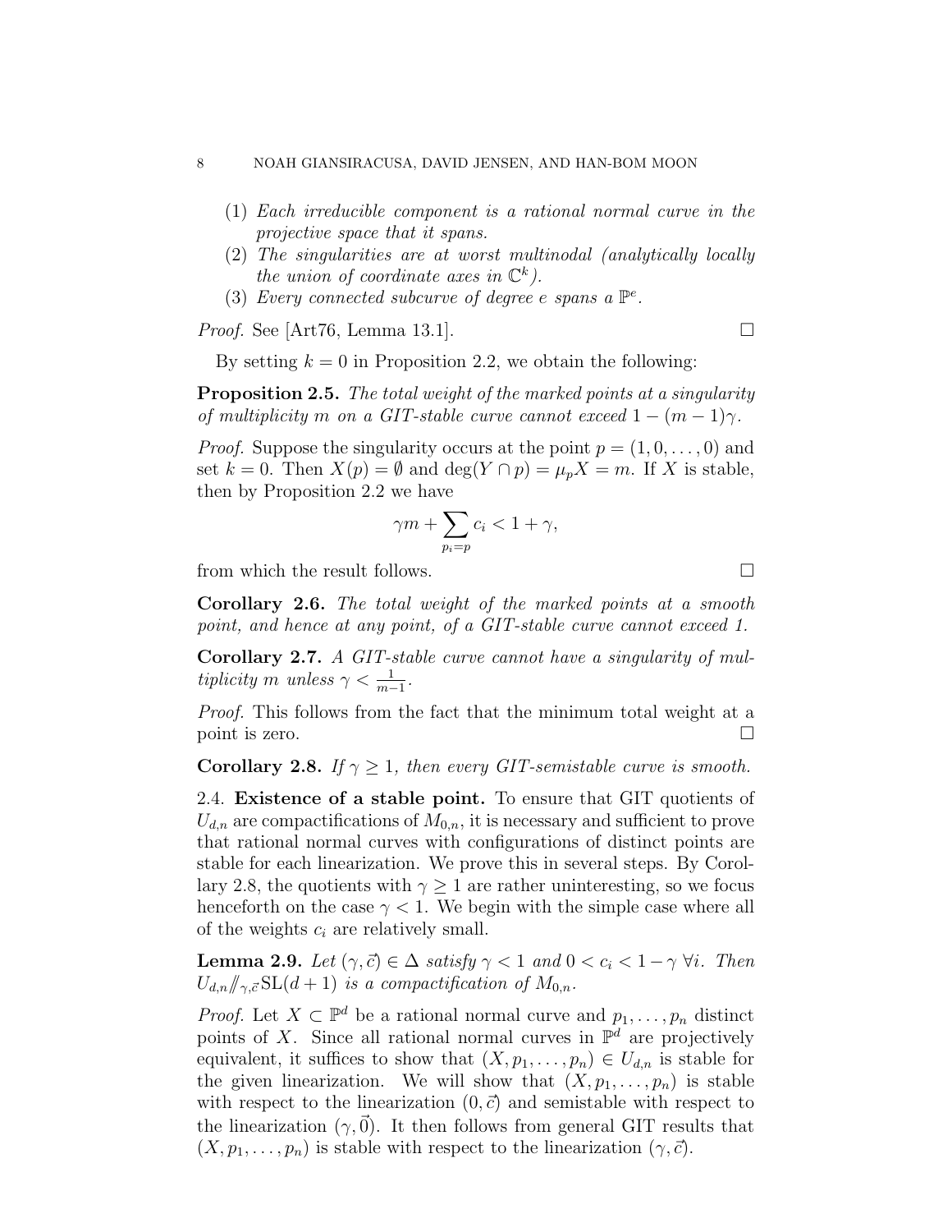(1) *Each irreducible component is a rational normal curve in the projective space that it spans.*
(2) *The singularities are at worst multinodal (analytically locally the union of coordinate axes in $\mathbb{C}^k$).*
(3) *Every connected subcurve of degree $e$ spans a $\mathbb{P}^e$.*

*Proof.* See [Art76, Lemma 13.1]. □

By setting $k = 0$ in Proposition 2.2, we obtain the following:

**Proposition 2.5.** *The total weight of the marked points at a singularity of multiplicity $m$ on a GIT-stable curve cannot exceed $1 - (m-1)\gamma$.*

*Proof.* Suppose the singularity occurs at the point $p = (1, 0, \ldots, 0)$ and set $k = 0$. Then $X(p) = \emptyset$ and $\deg(Y \cap p) = \mu_p X = m$. If $X$ is stable, then by Proposition 2.2 we have

$$\gamma m + \sum_{p_i = p} c_i < 1 + \gamma,$$

from which the result follows. □

**Corollary 2.6.** *The total weight of the marked points at a smooth point, and hence at any point, of a GIT-stable curve cannot exceed 1.*

**Corollary 2.7.** *A GIT-stable curve cannot have a singularity of multiplicity $m$ unless $\gamma < \frac{1}{m-1}$.*

*Proof.* This follows from the fact that the minimum total weight at a point is zero. □

**Corollary 2.8.** *If $\gamma \geq 1$, then every GIT-semistable curve is smooth.*

2.4. **Existence of a stable point.** To ensure that GIT quotients of $U_{d,n}$ are compactifications of $M_{0,n}$, it is necessary and sufficient to prove that rational normal curves with configurations of distinct points are stable for each linearization. We prove this in several steps. By Corollary 2.8, the quotients with $\gamma \geq 1$ are rather uninteresting, so we focus henceforth on the case $\gamma < 1$. We begin with the simple case where all of the weights $c_i$ are relatively small.

**Lemma 2.9.** *Let $(\gamma, \vec{c}) \in \Delta$ satisfy $\gamma < 1$ and $0 < c_i < 1 - \gamma$ $\forall i$. Then $U_{d,n} /\!\!/_{\gamma, \vec{c}} \mathrm{SL}(d+1)$ is a compactification of $M_{0,n}$.*

*Proof.* Let $X \subset \mathbb{P}^d$ be a rational normal curve and $p_1, \ldots, p_n$ distinct points of $X$. Since all rational normal curves in $\mathbb{P}^d$ are projectively equivalent, it suffices to show that $(X, p_1, \ldots, p_n) \in U_{d,n}$ is stable for the given linearization. We will show that $(X, p_1, \ldots, p_n)$ is stable with respect to the linearization $(0, \vec{c})$ and semistable with respect to the linearization $(\gamma, \vec{0})$. It then follows from general GIT results that $(X, p_1, \ldots, p_n)$ is stable with respect to the linearization $(\gamma, \vec{c})$.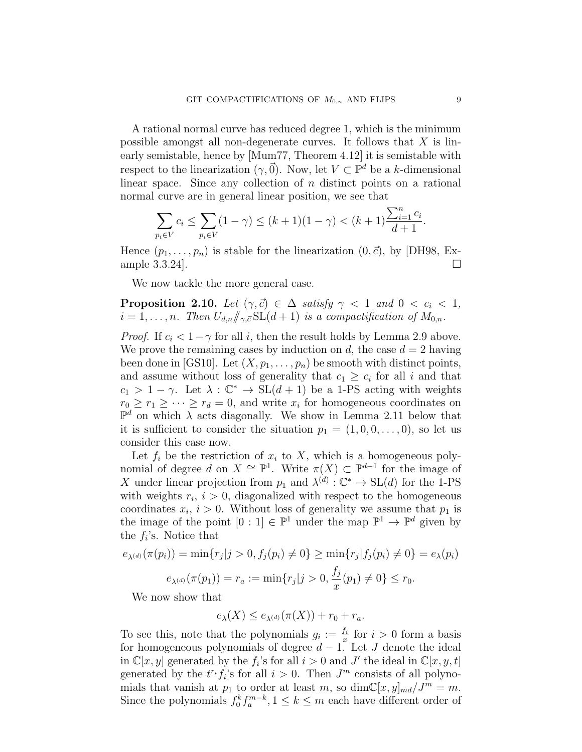A rational normal curve has reduced degree 1, which is the minimum possible amongst all non-degenerate curves. It follows that $X$ is linearly semistable, hence by [Mum77, Theorem 4.12] it is semistable with respect to the linearization $(\gamma, \vec{0})$. Now, let $V \subset \mathbb{P}^d$ be a $k$-dimensional linear space. Since any collection of $n$ distinct points on a rational normal curve are in general linear position, we see that

$$\sum_{p_i \in V} c_i \leq \sum_{p_i \in V} (1-\gamma) \leq (k+1)(1-\gamma) < (k+1)\frac{\sum_{i=1}^n c_i}{d+1}.$$

Hence $(p_1, \ldots, p_n)$ is stable for the linearization $(0, \vec{c})$, by [DH98, Example 3.3.24]. □

We now tackle the more general case.

**Proposition 2.10.** *Let $(\gamma, \vec{c}) \in \Delta$ satisfy $\gamma < 1$ and $0 < c_i < 1$, $i = 1, \ldots, n$. Then $U_{d,n} /\!/_{\gamma,\vec{c}} \mathrm{SL}(d+1)$ is a compactification of $M_{0,n}$.*

*Proof.* If $c_i < 1-\gamma$ for all $i$, then the result holds by Lemma 2.9 above. We prove the remaining cases by induction on $d$, the case $d = 2$ having been done in [GS10]. Let $(X, p_1, \ldots, p_n)$ be smooth with distinct points, and assume without loss of generality that $c_1 \geq c_i$ for all $i$ and that $c_1 > 1 - \gamma$. Let $\lambda : \mathbb{C}^* \to \mathrm{SL}(d+1)$ be a 1-PS acting with weights $r_0 \geq r_1 \geq \cdots \geq r_d = 0$, and write $x_i$ for homogeneous coordinates on $\mathbb{P}^d$ on which $\lambda$ acts diagonally. We show in Lemma 2.11 below that it is sufficient to consider the situation $p_1 = (1, 0, 0, \ldots, 0)$, so let us consider this case now.

Let $f_i$ be the restriction of $x_i$ to $X$, which is a homogeneous polynomial of degree $d$ on $X \cong \mathbb{P}^1$. Write $\pi(X) \subset \mathbb{P}^{d-1}$ for the image of $X$ under linear projection from $p_1$ and $\lambda^{(d)} : \mathbb{C}^* \to \mathrm{SL}(d)$ for the 1-PS with weights $r_i$, $i > 0$, diagonalized with respect to the homogeneous coordinates $x_i$, $i > 0$. Without loss of generality we assume that $p_1$ is the image of the point $[0 : 1] \in \mathbb{P}^1$ under the map $\mathbb{P}^1 \to \mathbb{P}^d$ given by the $f_i$'s. Notice that

$$e_{\lambda^{(d)}}(\pi(p_i)) = \min\{r_j | j > 0, f_j(p_i) \neq 0\} \geq \min\{r_j | f_j(p_i) \neq 0\} = e_\lambda(p_i)$$

$$e_{\lambda^{(d)}}(\pi(p_1)) = r_a := \min\{r_j | j > 0, \frac{f_j}{x}(p_1) \neq 0\} \leq r_0.$$

We now show that

$$e_\lambda(X) \leq e_{\lambda^{(d)}}(\pi(X)) + r_0 + r_a.$$

To see this, note that the polynomials $g_i := \frac{f_i}{x}$ for $i > 0$ form a basis for homogeneous polynomials of degree $d-1$. Let $J$ denote the ideal in $\mathbb{C}[x, y]$ generated by the $f_i$'s for all $i > 0$ and $J'$ the ideal in $\mathbb{C}[x, y, t]$ generated by the $t^{r_i} f_i$'s for all $i > 0$. Then $J^m$ consists of all polynomials that vanish at $p_1$ to order at least $m$, so $\dim \mathbb{C}[x, y]_{md}/J^m = m$. Since the polynomials $f_0^k f_a^{m-k}, 1 \leq k \leq m$ each have different order of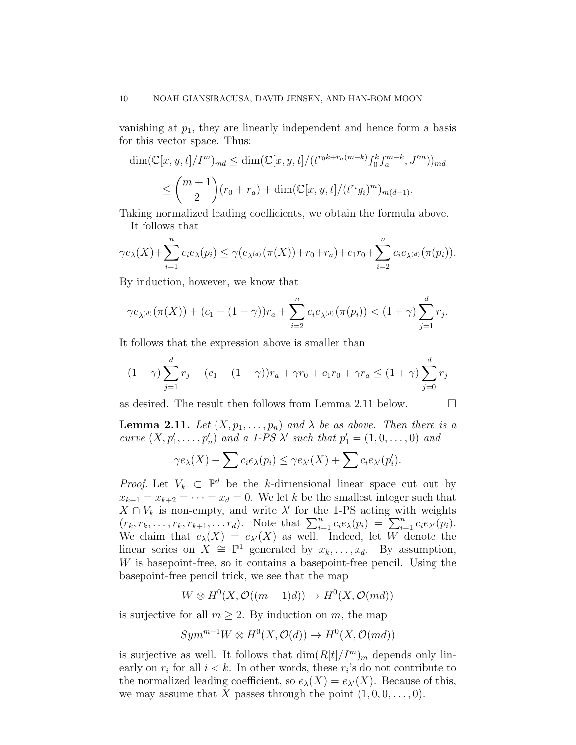vanishing at $p_1$, they are linearly independent and hence form a basis for this vector space. Thus:

$$\dim(\mathbb{C}[x,y,t]/I^m)_{md} \leq \dim(\mathbb{C}[x,y,t]/(t^{r_0 k + r_a(m-k)} f_0^k f_a^{m-k}, J'^m))_{md}$$

$$\leq \binom{m+1}{2}(r_0 + r_a) + \dim(\mathbb{C}[x,y,t]/(t^{r_i} g_i)^m)_{m(d-1)}.$$

Taking normalized leading coefficients, we obtain the formula above.

It follows that

$$\gamma e_\lambda(X) + \sum_{i=1}^n c_i e_\lambda(p_i) \leq \gamma(e_{\lambda^{(d)}}(\pi(X)) + r_0 + r_a) + c_1 r_0 + \sum_{i=2}^n c_i e_{\lambda^{(d)}}(\pi(p_i)).$$

By induction, however, we know that

$$\gamma e_{\lambda^{(d)}}(\pi(X)) + (c_1 - (1-\gamma))r_a + \sum_{i=2}^n c_i e_{\lambda^{(d)}}(\pi(p_i)) < (1+\gamma)\sum_{j=1}^d r_j.$$

It follows that the expression above is smaller than

$$(1+\gamma)\sum_{j=1}^d r_j - (c_1 - (1-\gamma))r_a + \gamma r_0 + c_1 r_0 + \gamma r_a \leq (1+\gamma)\sum_{j=0}^d r_j$$

as desired. The result then follows from Lemma 2.11 below. □

**Lemma 2.11.** *Let $(X, p_1, \ldots, p_n)$ and $\lambda$ be as above. Then there is a curve $(X, p_1', \ldots, p_n')$ and a 1-PS $\lambda'$ such that $p_1' = (1, 0, \ldots, 0)$ and*

$$\gamma e_\lambda(X) + \sum c_i e_\lambda(p_i) \leq \gamma e_{\lambda'}(X) + \sum c_i e_{\lambda'}(p_i').$$

*Proof.* Let $V_k \subset \mathbb{P}^d$ be the $k$-dimensional linear space cut out by $x_{k+1} = x_{k+2} = \cdots = x_d = 0$. We let $k$ be the smallest integer such that $X \cap V_k$ is non-empty, and write $\lambda'$ for the 1-PS acting with weights $(r_k, r_k, \ldots, r_k, r_{k+1}, \ldots r_d)$. Note that $\sum_{i=1}^n c_i e_\lambda(p_i) = \sum_{i=1}^n c_i e_{\lambda'}(p_i)$. We claim that $e_\lambda(X) = e_{\lambda'}(X)$ as well. Indeed, let $W$ denote the linear series on $X \cong \mathbb{P}^1$ generated by $x_k, \ldots, x_d$. By assumption, $W$ is basepoint-free, so it contains a basepoint-free pencil. Using the basepoint-free pencil trick, we see that the map

$$W \otimes H^0(X, \mathcal{O}((m-1)d)) \to H^0(X, \mathcal{O}(md))$$

is surjective for all $m \geq 2$. By induction on $m$, the map

$$Sym^{m-1} W \otimes H^0(X, \mathcal{O}(d)) \to H^0(X, \mathcal{O}(md))$$

is surjective as well. It follows that $\dim(R[t]/I^m)_m$ depends only linearly on $r_i$ for all $i < k$. In other words, these $r_i$'s do not contribute to the normalized leading coefficient, so $e_\lambda(X) = e_{\lambda'}(X)$. Because of this, we may assume that $X$ passes through the point $(1, 0, 0, \ldots, 0)$.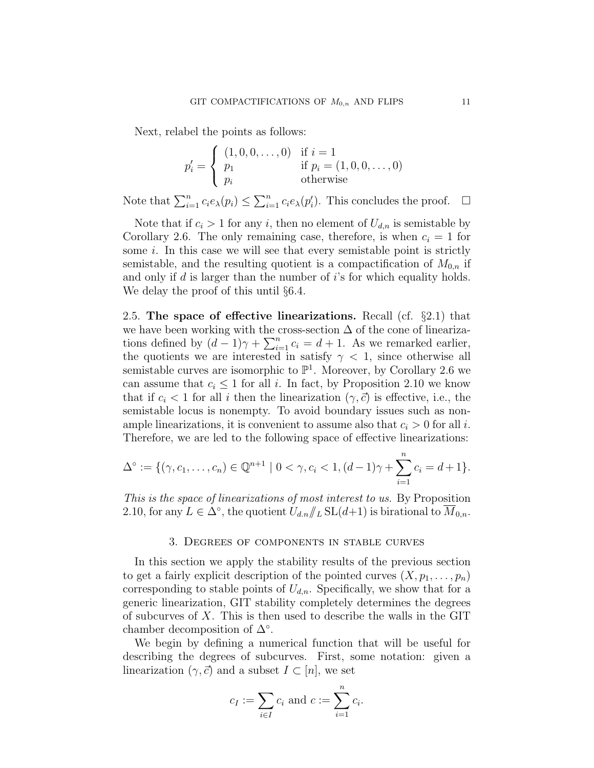Next, relabel the points as follows:

$$p'_i = \begin{cases} (1,0,0,\ldots,0) & \text{if } i = 1 \\ p_1 & \text{if } p_i = (1,0,0,\ldots,0) \\ p_i & \text{otherwise} \end{cases}$$

Note that $\sum_{i=1}^n c_i e_\lambda(p_i) \leq \sum_{i=1}^n c_i e_\lambda(p'_i)$. This concludes the proof. $\square$

Note that if $c_i > 1$ for any $i$, then no element of $U_{d,n}$ is semistable by Corollary 2.6. The only remaining case, therefore, is when $c_i = 1$ for some $i$. In this case we will see that every semistable point is strictly semistable, and the resulting quotient is a compactification of $M_{0,n}$ if and only if $d$ is larger than the number of $i$'s for which equality holds. We delay the proof of this until §6.4.

2.5. **The space of effective linearizations.** Recall (cf. §2.1) that we have been working with the cross-section $\Delta$ of the cone of linearizations defined by $(d-1)\gamma + \sum_{i=1}^n c_i = d+1$. As we remarked earlier, the quotients we are interested in satisfy $\gamma < 1$, since otherwise all semistable curves are isomorphic to $\mathbb{P}^1$. Moreover, by Corollary 2.6 we can assume that $c_i \leq 1$ for all $i$. In fact, by Proposition 2.10 we know that if $c_i < 1$ for all $i$ then the linearization $(\gamma, \vec{c})$ is effective, i.e., the semistable locus is nonempty. To avoid boundary issues such as non-ample linearizations, it is convenient to assume also that $c_i > 0$ for all $i$. Therefore, we are led to the following space of effective linearizations:

$$\Delta^\circ := \{(\gamma, c_1, \ldots, c_n) \in \mathbb{Q}^{n+1} \mid 0 < \gamma, c_i < 1, (d-1)\gamma + \sum_{i=1}^n c_i = d+1\}.$$

*This is the space of linearizations of most interest to us.* By Proposition 2.10, for any $L \in \Delta^\circ$, the quotient $U_{d,n} /\!\!/_L \mathrm{SL}(d+1)$ is birational to $\overline{M}_{0,n}$.

## 3. Degrees of components in stable curves

In this section we apply the stability results of the previous section to get a fairly explicit description of the pointed curves $(X, p_1, \ldots, p_n)$ corresponding to stable points of $U_{d,n}$. Specifically, we show that for a generic linearization, GIT stability completely determines the degrees of subcurves of $X$. This is then used to describe the walls in the GIT chamber decomposition of $\Delta^\circ$.

We begin by defining a numerical function that will be useful for describing the degrees of subcurves. First, some notation: given a linearization $(\gamma, \vec{c})$ and a subset $I \subset [n]$, we set

$$c_I := \sum_{i \in I} c_i \text{ and } c := \sum_{i=1}^n c_i.$$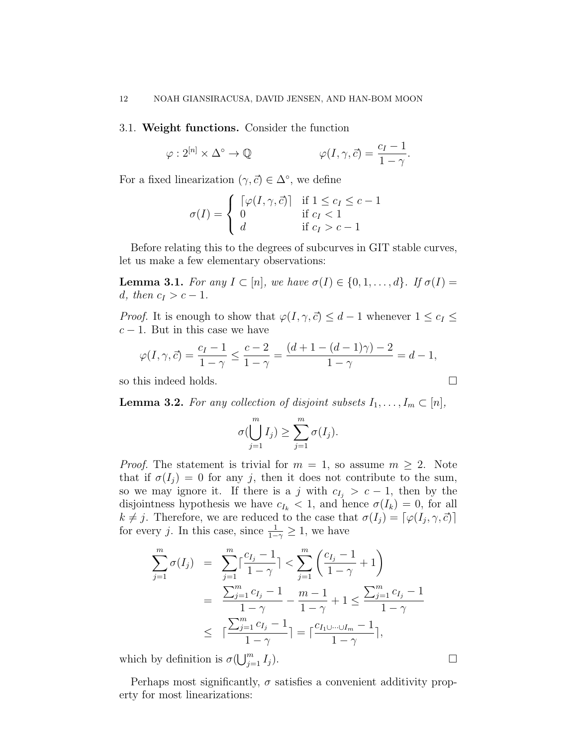### 3.1. **Weight functions.**

Consider the function

$$\varphi : 2^{[n]} \times \Delta^\circ \to \mathbb{Q} \qquad\qquad \varphi(I, \gamma, \vec{c}) = \frac{c_I - 1}{1 - \gamma}.$$

For a fixed linearization $(\gamma, \vec{c}) \in \Delta^\circ$, we define

$$\sigma(I) = \begin{cases} \lceil \varphi(I, \gamma, \vec{c}) \rceil & \text{if } 1 \le c_I \le c - 1 \\ 0 & \text{if } c_I < 1 \\ d & \text{if } c_I > c - 1 \end{cases}$$

Before relating this to the degrees of subcurves in GIT stable curves, let us make a few elementary observations:

**Lemma 3.1.** *For any $I \subset [n]$, we have $\sigma(I) \in \{0, 1, \dots, d\}$. If $\sigma(I) = d$, then $c_I > c - 1$.*

*Proof.* It is enough to show that $\varphi(I, \gamma, \vec{c}) \le d - 1$ whenever $1 \le c_I \le c - 1$. But in this case we have

$$\varphi(I, \gamma, \vec{c}) = \frac{c_I - 1}{1 - \gamma} \le \frac{c - 2}{1 - \gamma} = \frac{(d + 1 - (d - 1)\gamma) - 2}{1 - \gamma} = d - 1,$$

so this indeed holds. $\square$

**Lemma 3.2.** *For any collection of disjoint subsets $I_1, \dots, I_m \subset [n]$,*

$$\sigma(\bigcup_{j=1}^m I_j) \ge \sum_{j=1}^m \sigma(I_j).$$

*Proof.* The statement is trivial for $m = 1$, so assume $m \ge 2$. Note that if $\sigma(I_j) = 0$ for any $j$, then it does not contribute to the sum, so we may ignore it. If there is a $j$ with $c_{I_j} > c - 1$, then by the disjointness hypothesis we have $c_{I_k} < 1$, and hence $\sigma(I_k) = 0$, for all $k \ne j$. Therefore, we are reduced to the case that $\sigma(I_j) = \lceil \varphi(I_j, \gamma, \vec{c}) \rceil$ for every $j$. In this case, since $\frac{1}{1-\gamma} \ge 1$, we have

$$\begin{aligned}
\sum_{j=1}^m \sigma(I_j) &= \sum_{j=1}^m \lceil \frac{c_{I_j} - 1}{1 - \gamma} \rceil < \sum_{j=1}^m \left( \frac{c_{I_j} - 1}{1 - \gamma} + 1 \right) \\
&= \frac{\sum_{j=1}^m c_{I_j} - 1}{1 - \gamma} - \frac{m - 1}{1 - \gamma} + 1 \le \frac{\sum_{j=1}^m c_{I_j} - 1}{1 - \gamma} \\
&\le \lceil \frac{\sum_{j=1}^m c_{I_j} - 1}{1 - \gamma} \rceil = \lceil \frac{c_{I_1 \cup \dots \cup I_m} - 1}{1 - \gamma} \rceil,
\end{aligned}$$

which by definition is $\sigma(\bigcup_{j=1}^m I_j)$. $\square$

Perhaps most significantly, $\sigma$ satisfies a convenient additivity property for most linearizations: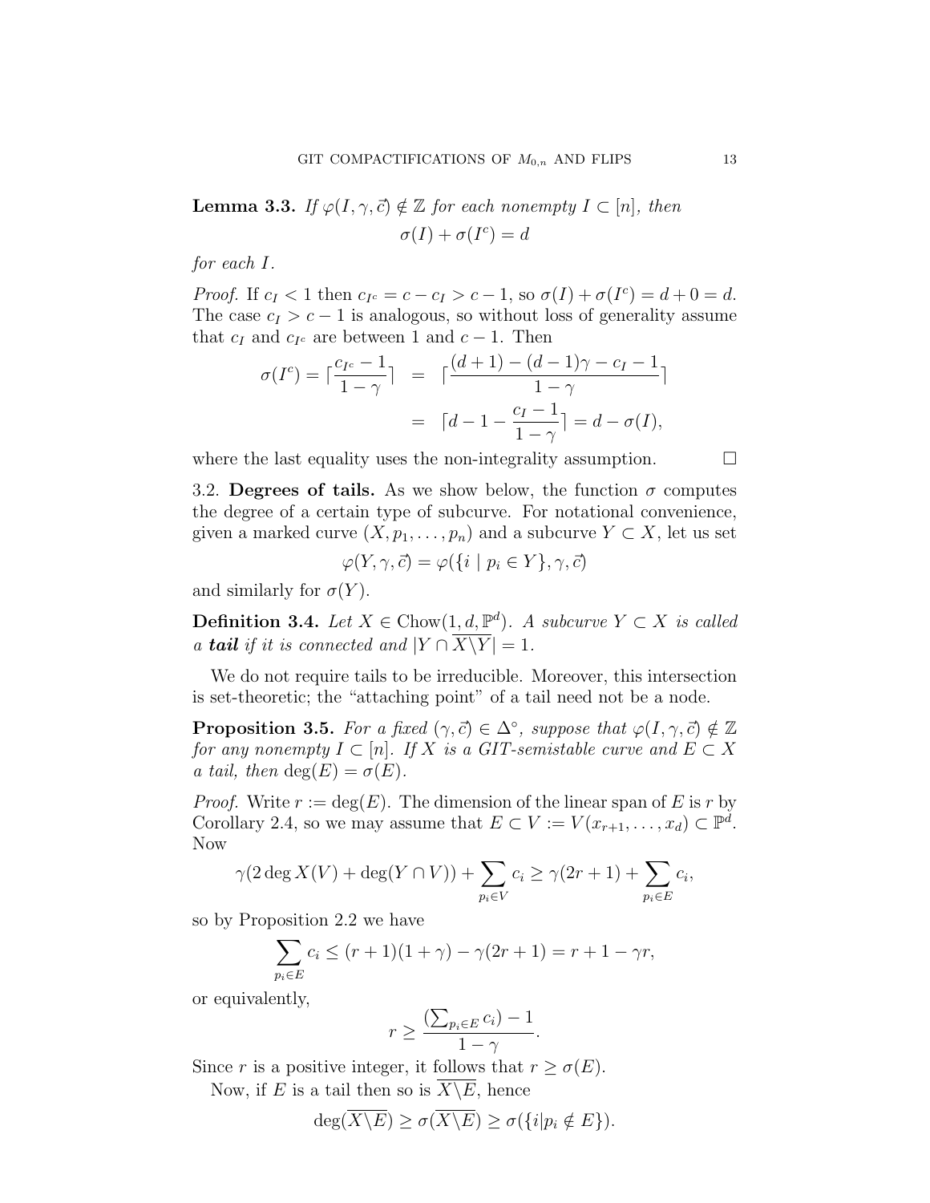**Lemma 3.3.** *If $\varphi(I,\gamma,\vec{c}) \notin \mathbb{Z}$ for each nonempty $I \subset [n]$, then*

$$\sigma(I) + \sigma(I^c) = d$$

*for each $I$.*

*Proof.* If $c_I < 1$ then $c_{I^c} = c - c_I > c - 1$, so $\sigma(I) + \sigma(I^c) = d + 0 = d$. The case $c_I > c-1$ is analogous, so without loss of generality assume that $c_I$ and $c_{I^c}$ are between 1 and $c-1$. Then

$$\begin{aligned}\sigma(I^c) = \lceil \frac{c_{I^c} - 1}{1-\gamma} \rceil &= \lceil \frac{(d+1) - (d-1)\gamma - c_I - 1}{1-\gamma} \rceil \\ &= \lceil d - 1 - \frac{c_I - 1}{1-\gamma} \rceil = d - \sigma(I),\end{aligned}$$

where the last equality uses the non-integrality assumption. $\square$

3.2. **Degrees of tails.** As we show below, the function $\sigma$ computes the degree of a certain type of subcurve. For notational convenience, given a marked curve $(X, p_1, \ldots, p_n)$ and a subcurve $Y \subset X$, let us set

$$\varphi(Y,\gamma,\vec{c}) = \varphi(\{i \mid p_i \in Y\},\gamma,\vec{c})$$

and similarly for $\sigma(Y)$.

**Definition 3.4.** *Let $X \in \mathrm{Chow}(1, d, \mathbb{P}^d)$. A subcurve $Y \subset X$ is called a **tail** if it is connected and $|Y \cap \overline{X \backslash Y}| = 1$.*

We do not require tails to be irreducible. Moreover, this intersection is set-theoretic; the "attaching point" of a tail need not be a node.

**Proposition 3.5.** *For a fixed $(\gamma, \vec{c}) \in \Delta^\circ$, suppose that $\varphi(I,\gamma,\vec{c}) \notin \mathbb{Z}$ for any nonempty $I \subset [n]$. If $X$ is a GIT-semistable curve and $E \subset X$ a tail, then $\deg(E) = \sigma(E)$.*

*Proof.* Write $r := \deg(E)$. The dimension of the linear span of $E$ is $r$ by Corollary 2.4, so we may assume that $E \subset V := V(x_{r+1}, \ldots, x_d) \subset \mathbb{P}^d$. Now

$$\gamma(2 \deg X(V) + \deg(Y \cap V)) + \sum_{p_i \in V} c_i \geq \gamma(2r+1) + \sum_{p_i \in E} c_i,$$

so by Proposition 2.2 we have

$$\sum_{p_i \in E} c_i \leq (r+1)(1+\gamma) - \gamma(2r+1) = r + 1 - \gamma r,$$

or equivalently,

$$r \geq \frac{(\sum_{p_i \in E} c_i) - 1}{1-\gamma}.$$

Since $r$ is a positive integer, it follows that $r \geq \sigma(E)$.

Now, if $E$ is a tail then so is $\overline{X \backslash E}$, hence

$$\deg(\overline{X \backslash E}) \geq \sigma(\overline{X \backslash E}) \geq \sigma(\{i | p_i \notin E\}).$$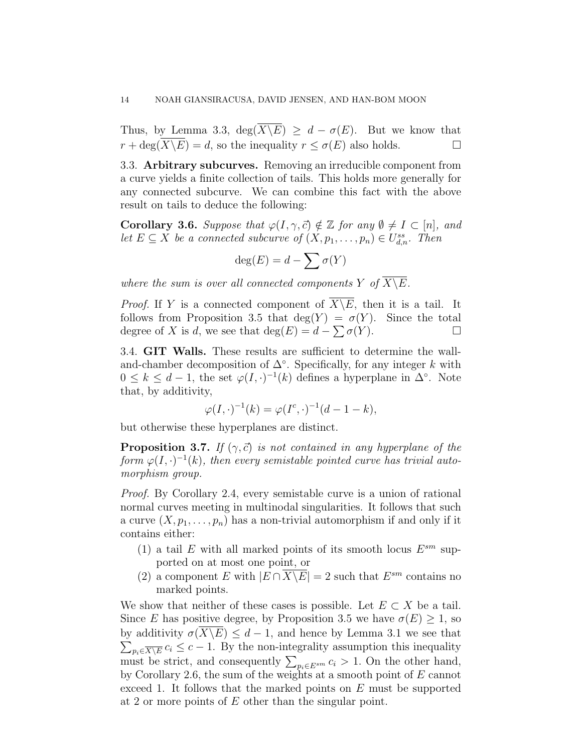Thus, by Lemma 3.3, $\deg(\overline{X \backslash E}) \geq d - \sigma(E)$. But we know that $r + \deg(\overline{X \backslash E}) = d$, so the inequality $r \leq \sigma(E)$ also holds. $\square$

3.3. **Arbitrary subcurves.** Removing an irreducible component from a curve yields a finite collection of tails. This holds more generally for any connected subcurve. We can combine this fact with the above result on tails to deduce the following:

**Corollary 3.6.** *Suppose that $\varphi(I, \gamma, \vec{c}) \notin \mathbb{Z}$ for any $\emptyset \neq I \subset [n]$, and let $E \subseteq X$ be a connected subcurve of $(X, p_1, \ldots, p_n) \in U^{ss}_{d,n}$. Then*

$$\deg(E) = d - \sum \sigma(Y)$$

*where the sum is over all connected components $Y$ of $\overline{X \backslash E}$.*

*Proof.* If $Y$ is a connected component of $\overline{X \backslash E}$, then it is a tail. It follows from Proposition 3.5 that $\deg(Y) = \sigma(Y)$. Since the total degree of $X$ is $d$, we see that $\deg(E) = d - \sum \sigma(Y)$. $\square$

3.4. **GIT Walls.** These results are sufficient to determine the wall-and-chamber decomposition of $\Delta^\circ$. Specifically, for any integer $k$ with $0 \leq k \leq d-1$, the set $\varphi(I, \cdot)^{-1}(k)$ defines a hyperplane in $\Delta^\circ$. Note that, by additivity,

$$\varphi(I, \cdot)^{-1}(k) = \varphi(I^c, \cdot)^{-1}(d-1-k),$$

but otherwise these hyperplanes are distinct.

**Proposition 3.7.** *If $(\gamma, \vec{c})$ is not contained in any hyperplane of the form $\varphi(I, \cdot)^{-1}(k)$, then every semistable pointed curve has trivial automorphism group.*

*Proof.* By Corollary 2.4, every semistable curve is a union of rational normal curves meeting in multinodal singularities. It follows that such a curve $(X, p_1, \ldots, p_n)$ has a non-trivial automorphism if and only if it contains either:

1. a tail $E$ with all marked points of its smooth locus $E^{sm}$ supported on at most one point, or
2. a component $E$ with $|E \cap \overline{X \backslash E}| = 2$ such that $E^{sm}$ contains no marked points.

We show that neither of these cases is possible. Let $E \subset X$ be a tail. Since $E$ has positive degree, by Proposition 3.5 we have $\sigma(E) \geq 1$, so by additivity $\sigma(\overline{X \backslash E}) \leq d - 1$, and hence by Lemma 3.1 we see that $\sum_{p_i \in \overline{X \backslash E}} c_i \leq c - 1$. By the non-integrality assumption this inequality must be strict, and consequently $\sum_{p_i \in E^{sm}} c_i > 1$. On the other hand, by Corollary 2.6, the sum of the weights at a smooth point of $E$ cannot exceed 1. It follows that the marked points on $E$ must be supported at 2 or more points of $E$ other than the singular point.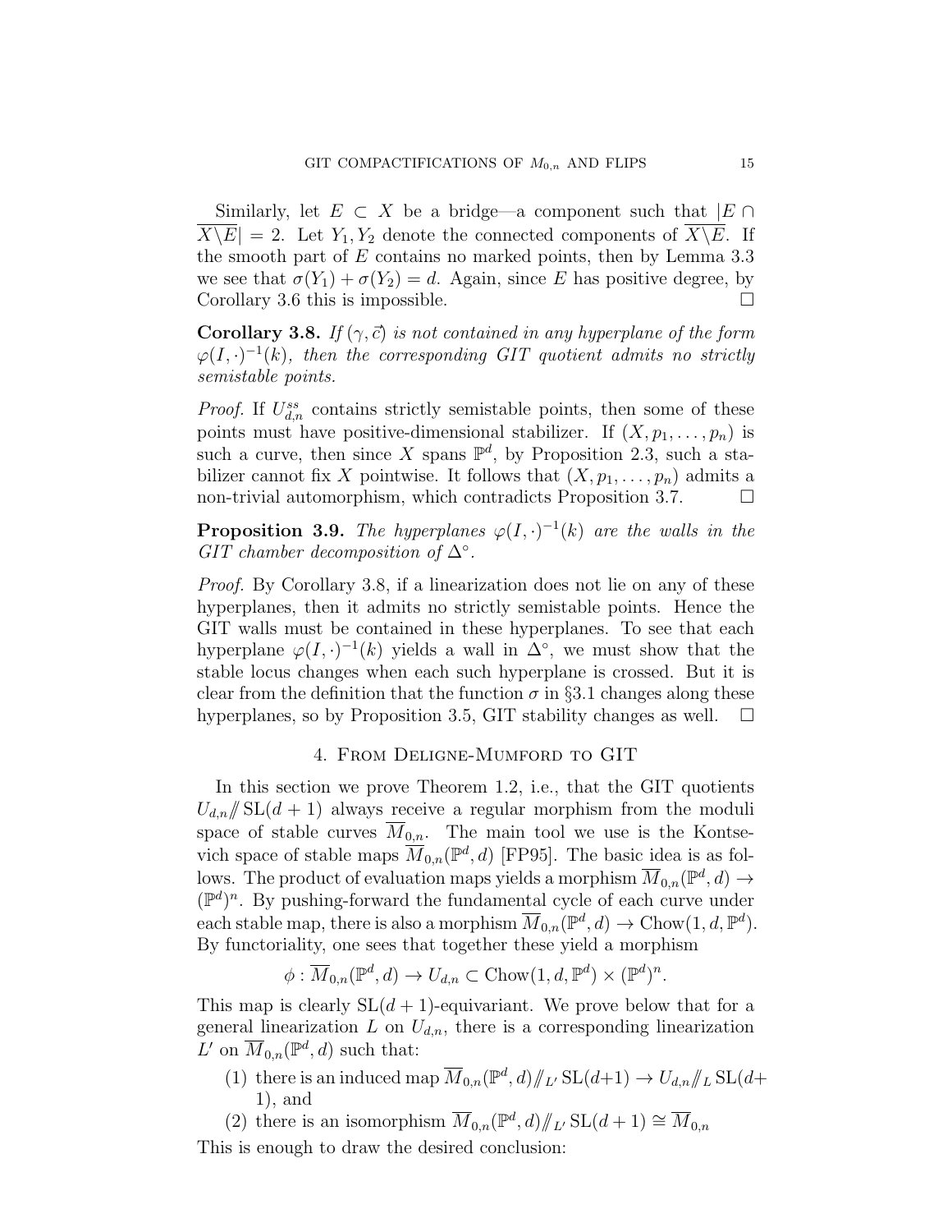Similarly, let $E \subset X$ be a bridge—a component such that $|E \cap \overline{X \backslash E}| = 2$. Let $Y_1, Y_2$ denote the connected components of $\overline{X \backslash E}$. If the smooth part of $E$ contains no marked points, then by Lemma 3.3 we see that $\sigma(Y_1) + \sigma(Y_2) = d$. Again, since $E$ has positive degree, by Corollary 3.6 this is impossible. $\square$

**Corollary 3.8.** *If $(\gamma, \vec{c})$ is not contained in any hyperplane of the form $\varphi(I, \cdot)^{-1}(k)$, then the corresponding GIT quotient admits no strictly semistable points.*

*Proof.* If $U_{d,n}^{ss}$ contains strictly semistable points, then some of these points must have positive-dimensional stabilizer. If $(X, p_1, \ldots, p_n)$ is such a curve, then since $X$ spans $\mathbb{P}^d$, by Proposition 2.3, such a stabilizer cannot fix $X$ pointwise. It follows that $(X, p_1, \ldots, p_n)$ admits a non-trivial automorphism, which contradicts Proposition 3.7. $\square$

**Proposition 3.9.** *The hyperplanes $\varphi(I, \cdot)^{-1}(k)$ are the walls in the GIT chamber decomposition of $\Delta^\circ$.*

*Proof.* By Corollary 3.8, if a linearization does not lie on any of these hyperplanes, then it admits no strictly semistable points. Hence the GIT walls must be contained in these hyperplanes. To see that each hyperplane $\varphi(I, \cdot)^{-1}(k)$ yields a wall in $\Delta^\circ$, we must show that the stable locus changes when each such hyperplane is crossed. But it is clear from the definition that the function $\sigma$ in §3.1 changes along these hyperplanes, so by Proposition 3.5, GIT stability changes as well. $\square$

## 4. From Deligne-Mumford to GIT

In this section we prove Theorem 1.2, i.e., that the GIT quotients $U_{d,n} /\!\!/ \mathrm{SL}(d+1)$ always receive a regular morphism from the moduli space of stable curves $\overline{M}_{0,n}$. The main tool we use is the Kontsevich space of stable maps $\overline{M}_{0,n}(\mathbb{P}^d, d)$ [FP95]. The basic idea is as follows. The product of evaluation maps yields a morphism $\overline{M}_{0,n}(\mathbb{P}^d, d) \to (\mathbb{P}^d)^n$. By pushing-forward the fundamental cycle of each curve under each stable map, there is also a morphism $\overline{M}_{0,n}(\mathbb{P}^d, d) \to \mathrm{Chow}(1, d, \mathbb{P}^d)$. By functoriality, one sees that together these yield a morphism

$$\phi : \overline{M}_{0,n}(\mathbb{P}^d, d) \to U_{d,n} \subset \mathrm{Chow}(1, d, \mathbb{P}^d) \times (\mathbb{P}^d)^n.$$

This map is clearly $\mathrm{SL}(d+1)$-equivariant. We prove below that for a general linearization $L$ on $U_{d,n}$, there is a corresponding linearization $L'$ on $\overline{M}_{0,n}(\mathbb{P}^d, d)$ such that:

1. there is an induced map $\overline{M}_{0,n}(\mathbb{P}^d, d) /\!\!/_{L'} \mathrm{SL}(d+1) \to U_{d,n} /\!\!/_{L} \mathrm{SL}(d+1)$, and
2. there is an isomorphism $\overline{M}_{0,n}(\mathbb{P}^d, d) /\!\!/_{L'} \mathrm{SL}(d+1) \cong \overline{M}_{0,n}$

This is enough to draw the desired conclusion: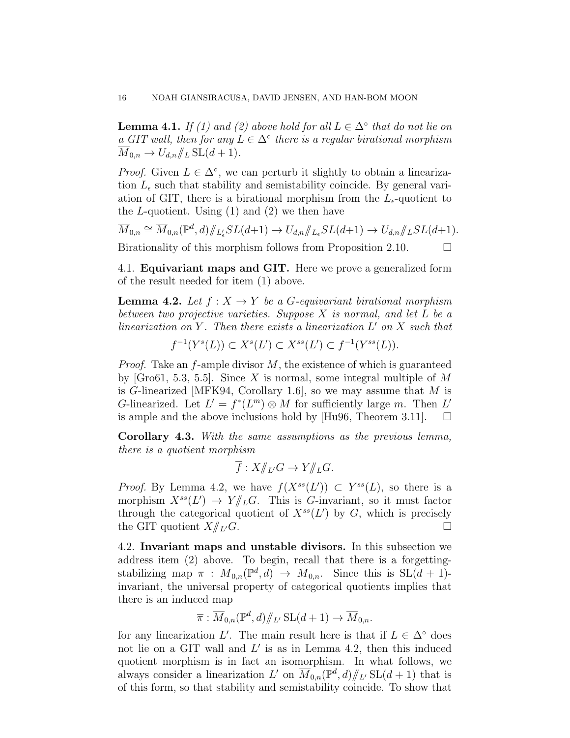**Lemma 4.1.** *If (1) and (2) above hold for all $L \in \Delta^\circ$ that do not lie on a GIT wall, then for any $L \in \Delta^\circ$ there is a regular birational morphism $\overline{M}_{0,n} \to U_{d,n}/\!\!/_L \mathrm{SL}(d+1)$.*

*Proof.* Given $L \in \Delta^\circ$, we can perturb it slightly to obtain a linearization $L_\epsilon$ such that stability and semistability coincide. By general variation of GIT, there is a birational morphism from the $L_\epsilon$-quotient to the $L$-quotient. Using (1) and (2) we then have

$$\overline{M}_{0,n} \cong \overline{M}_{0,n}(\mathbb{P}^d, d)/\!\!/_{L'_\epsilon} SL(d+1) \to U_{d,n}/\!\!/_{L_\epsilon} SL(d+1) \to U_{d,n}/\!\!/_L SL(d+1).$$

Birationality of this morphism follows from Proposition 2.10. $\square$

## 4.1. Equivariant maps and GIT.

Here we prove a generalized form of the result needed for item (1) above.

**Lemma 4.2.** *Let $f : X \to Y$ be a $G$-equivariant birational morphism between two projective varieties. Suppose $X$ is normal, and let $L$ be a linearization on $Y$. Then there exists a linearization $L'$ on $X$ such that*

$$f^{-1}(Y^s(L)) \subset X^s(L') \subset X^{ss}(L') \subset f^{-1}(Y^{ss}(L)).$$

*Proof.* Take an $f$-ample divisor $M$, the existence of which is guaranteed by [Gro61, 5.3, 5.5]. Since $X$ is normal, some integral multiple of $M$ is $G$-linearized [MFK94, Corollary 1.6], so we may assume that $M$ is $G$-linearized. Let $L' = f^*(L^m) \otimes M$ for sufficiently large $m$. Then $L'$ is ample and the above inclusions hold by [Hu96, Theorem 3.11]. $\square$

**Corollary 4.3.** *With the same assumptions as the previous lemma, there is a quotient morphism*

$$\overline{f} : X/\!\!/_{L'} G \to Y/\!\!/_L G.$$

*Proof.* By Lemma 4.2, we have $f(X^{ss}(L')) \subset Y^{ss}(L)$, so there is a morphism $X^{ss}(L') \to Y/\!\!/_L G$. This is $G$-invariant, so it must factor through the categorical quotient of $X^{ss}(L')$ by $G$, which is precisely the GIT quotient $X/\!\!/_{L'} G$. $\square$

## 4.2. Invariant maps and unstable divisors.

In this subsection we address item (2) above. To begin, recall that there is a forgetting-stabilizing map $\pi : \overline{M}_{0,n}(\mathbb{P}^d, d) \to \overline{M}_{0,n}$. Since this is $\mathrm{SL}(d+1)$-invariant, the universal property of categorical quotients implies that there is an induced map

$$\overline{\pi} : \overline{M}_{0,n}(\mathbb{P}^d, d)/\!\!/_{L'} \mathrm{SL}(d+1) \to \overline{M}_{0,n}.$$

for any linearization $L'$. The main result here is that if $L \in \Delta^\circ$ does not lie on a GIT wall and $L'$ is as in Lemma 4.2, then this induced quotient morphism is in fact an isomorphism. In what follows, we always consider a linearization $L'$ on $\overline{M}_{0,n}(\mathbb{P}^d, d)/\!\!/_{L'} \mathrm{SL}(d+1)$ that is of this form, so that stability and semistability coincide. To show that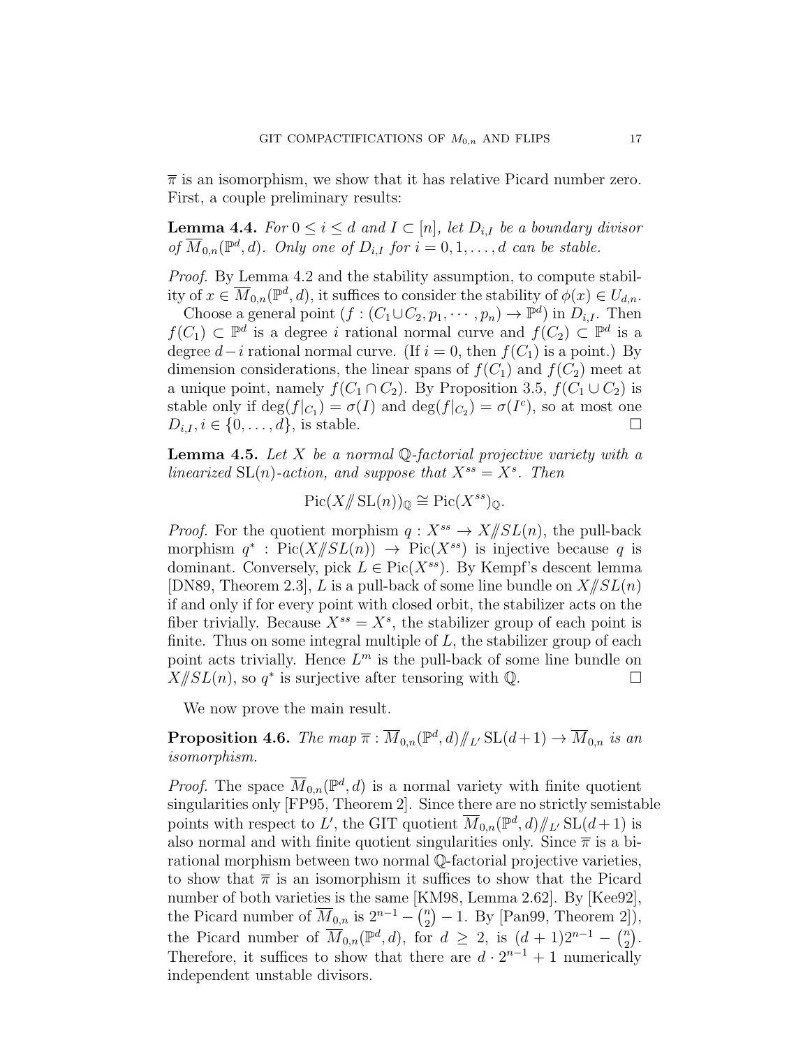$\overline{\pi}$ is an isomorphism, we show that it has relative Picard number zero. First, a couple preliminary results:

**Lemma 4.4.** *For $0 \le i \le d$ and $I \subset [n]$, let $D_{i,I}$ be a boundary divisor of $\overline{M}_{0,n}(\mathbb{P}^d, d)$. Only one of $D_{i,I}$ for $i = 0, 1, \ldots, d$ can be stable.*

*Proof.* By Lemma 4.2 and the stability assumption, to compute stability of $x \in \overline{M}_{0,n}(\mathbb{P}^d, d)$, it suffices to consider the stability of $\phi(x) \in U_{d,n}$.

Choose a general point $(f : (C_1 \cup C_2, p_1, \cdots, p_n) \to \mathbb{P}^d)$ in $D_{i,I}$. Then $f(C_1) \subset \mathbb{P}^d$ is a degree $i$ rational normal curve and $f(C_2) \subset \mathbb{P}^d$ is a degree $d-i$ rational normal curve. (If $i = 0$, then $f(C_1)$ is a point.) By dimension considerations, the linear spans of $f(C_1)$ and $f(C_2)$ meet at a unique point, namely $f(C_1 \cap C_2)$. By Proposition 3.5, $f(C_1 \cup C_2)$ is stable only if $\deg(f|_{C_1}) = \sigma(I)$ and $\deg(f|_{C_2}) = \sigma(I^c)$, so at most one $D_{i,I}, i \in \{0, \ldots, d\}$, is stable. $\square$

**Lemma 4.5.** *Let $X$ be a normal $\mathbb{Q}$-factorial projective variety with a linearized $\mathrm{SL}(n)$-action, and suppose that $X^{ss} = X^s$. Then*

$$\mathrm{Pic}(X/\!\!/ \mathrm{SL}(n))_{\mathbb{Q}} \cong \mathrm{Pic}(X^{ss})_{\mathbb{Q}}.$$

*Proof.* For the quotient morphism $q : X^{ss} \to X/\!\!/SL(n)$, the pull-back morphism $q^* : \mathrm{Pic}(X/\!\!/SL(n)) \to \mathrm{Pic}(X^{ss})$ is injective because $q$ is dominant. Conversely, pick $L \in \mathrm{Pic}(X^{ss})$. By Kempf's descent lemma [DN89, Theorem 2.3], $L$ is a pull-back of some line bundle on $X/\!\!/SL(n)$ if and only if for every point with closed orbit, the stabilizer acts on the fiber trivially. Because $X^{ss} = X^s$, the stabilizer group of each point is finite. Thus on some integral multiple of $L$, the stabilizer group of each point acts trivially. Hence $L^m$ is the pull-back of some line bundle on $X/\!\!/SL(n)$, so $q^*$ is surjective after tensoring with $\mathbb{Q}$. $\square$

We now prove the main result.

**Proposition 4.6.** *The map $\overline{\pi} : \overline{M}_{0,n}(\mathbb{P}^d, d)/\!\!/_{L'} \mathrm{SL}(d+1) \to \overline{M}_{0,n}$ is an isomorphism.*

*Proof.* The space $\overline{M}_{0,n}(\mathbb{P}^d, d)$ is a normal variety with finite quotient singularities only [FP95, Theorem 2]. Since there are no strictly semistable points with respect to $L'$, the GIT quotient $\overline{M}_{0,n}(\mathbb{P}^d, d)/\!\!/_{L'} \mathrm{SL}(d+1)$ is also normal and with finite quotient singularities only. Since $\overline{\pi}$ is a birational morphism between two normal $\mathbb{Q}$-factorial projective varieties, to show that $\overline{\pi}$ is an isomorphism it suffices to show that the Picard number of both varieties is the same [KM98, Lemma 2.62]. By [Kee92], the Picard number of $\overline{M}_{0,n}$ is $2^{n-1} - \binom{n}{2} - 1$. By [Pan99, Theorem 2]), the Picard number of $\overline{M}_{0,n}(\mathbb{P}^d, d)$, for $d \ge 2$, is $(d+1)2^{n-1} - \binom{n}{2}$. Therefore, it suffices to show that there are $d \cdot 2^{n-1} + 1$ numerically independent unstable divisors.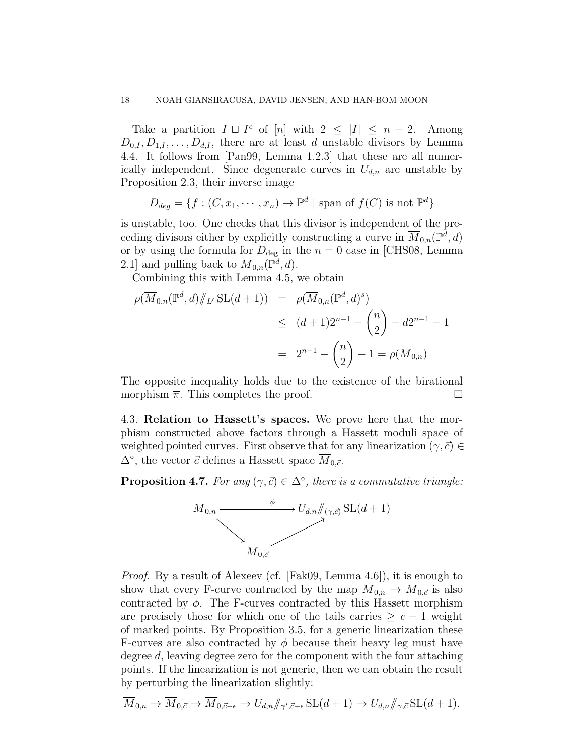Take a partition $I \sqcup I^c$ of $[n]$ with $2 \leq |I| \leq n-2$. Among $D_{0,I}, D_{1,I}, \ldots, D_{d,I}$, there are at least $d$ unstable divisors by Lemma 4.4. It follows from [Pan99, Lemma 1.2.3] that these are all numerically independent. Since degenerate curves in $U_{d,n}$ are unstable by Proposition 2.3, their inverse image

$$D_{deg} = \{f : (C, x_1, \cdots, x_n) \to \mathbb{P}^d \mid \text{span of } f(C) \text{ is not } \mathbb{P}^d\}$$

is unstable, too. One checks that this divisor is independent of the preceding divisors either by explicitly constructing a curve in $\overline{M}_{0,n}(\mathbb{P}^d, d)$ or by using the formula for $D_{\text{deg}}$ in the $n = 0$ case in [CHS08, Lemma 2.1] and pulling back to $\overline{M}_{0,n}(\mathbb{P}^d, d)$.

Combining this with Lemma 4.5, we obtain

$$\begin{aligned}
\rho(\overline{M}_{0,n}(\mathbb{P}^d, d) /\!/_{L'} \mathrm{SL}(d+1)) &= \rho(\overline{M}_{0,n}(\mathbb{P}^d, d)^s) \\
&\leq (d+1)2^{n-1} - \binom{n}{2} - d2^{n-1} - 1 \\
&= 2^{n-1} - \binom{n}{2} - 1 = \rho(\overline{M}_{0,n})
\end{aligned}$$

The opposite inequality holds due to the existence of the birational morphism $\overline{\pi}$. This completes the proof. $\square$

## 4.3. Relation to Hassett's spaces.

We prove here that the morphism constructed above factors through a Hassett moduli space of weighted pointed curves. First observe that for any linearization $(\gamma, \vec{c}) \in \Delta^\circ$, the vector $\vec{c}$ defines a Hassett space $\overline{M}_{0,\vec{c}}$.

**Proposition 4.7.** *For any $(\gamma, \vec{c}) \in \Delta^\circ$, there is a commutative triangle:*

$$\begin{array}{ccc}
\overline{M}_{0,n} & \xrightarrow{\quad\phi\quad} & U_{d,n} /\!/_{(\gamma,\vec{c})} \mathrm{SL}(d+1) \\
& \searrow \quad\quad \nearrow & \\
& \overline{M}_{0,\vec{c}} &
\end{array}$$

*Proof.* By a result of Alexeev (cf. [Fak09, Lemma 4.6]), it is enough to show that every F-curve contracted by the map $\overline{M}_{0,n} \to \overline{M}_{0,\vec{c}}$ is also contracted by $\phi$. The F-curves contracted by this Hassett morphism are precisely those for which one of the tails carries $\geq c - 1$ weight of marked points. By Proposition 3.5, for a generic linearization these F-curves are also contracted by $\phi$ because their heavy leg must have degree $d$, leaving degree zero for the component with the four attaching points. If the linearization is not generic, then we can obtain the result by perturbing the linearization slightly:

$$\overline{M}_{0,n} \to \overline{M}_{0,\vec{c}} \to \overline{M}_{0,\vec{c}-\epsilon} \to U_{d,n} /\!/_{\gamma', \vec{c}-\epsilon} \mathrm{SL}(d+1) \to U_{d,n} /\!/_{\gamma, \vec{c}} \mathrm{SL}(d+1).$$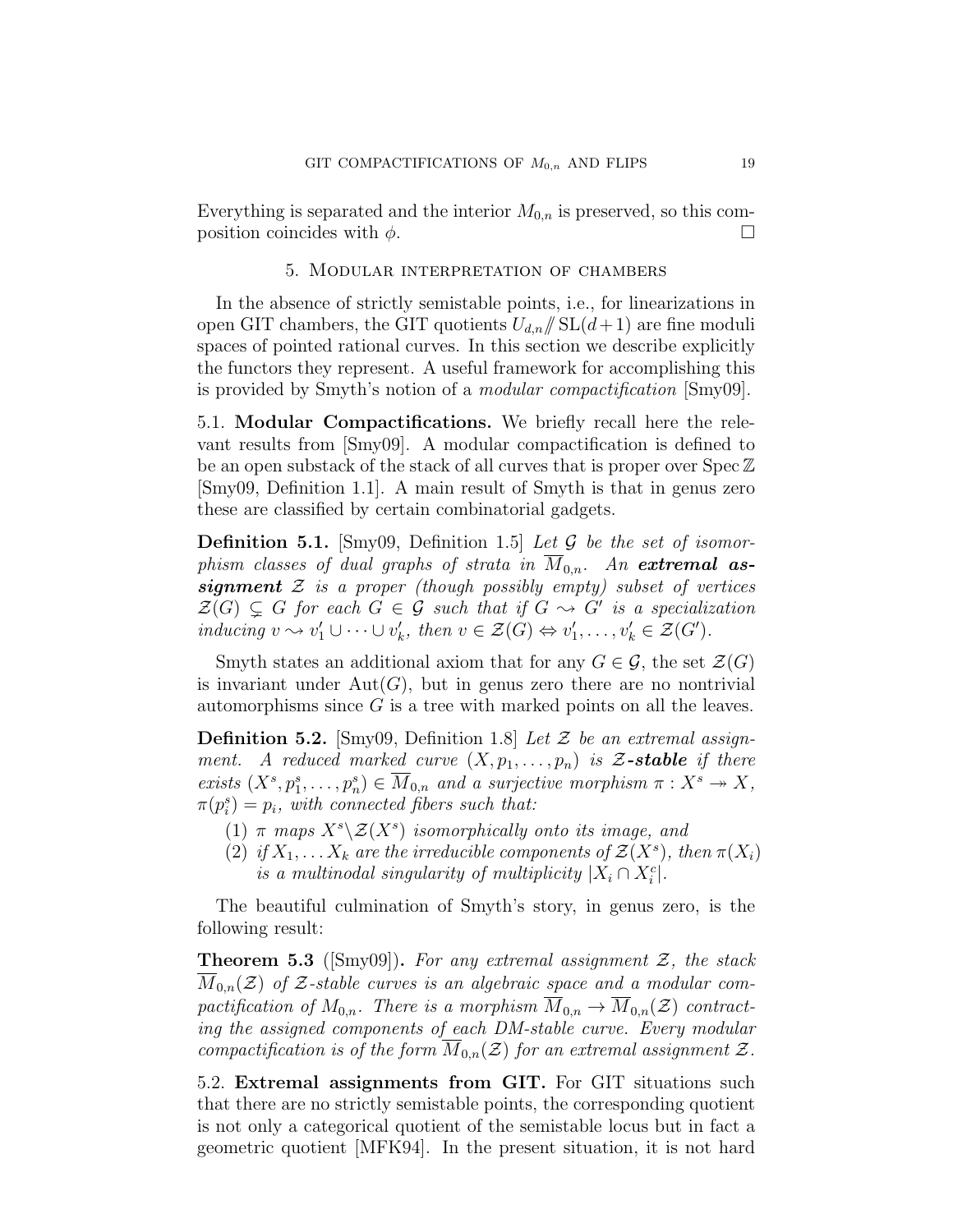Everything is separated and the interior $M_{0,n}$ is preserved, so this composition coincides with $\phi$. $\square$

## 5. Modular interpretation of chambers

In the absence of strictly semistable points, i.e., for linearizations in open GIT chambers, the GIT quotients $U_{d,n} /\!\!/ \mathrm{SL}(d+1)$ are fine moduli spaces of pointed rational curves. In this section we describe explicitly the functors they represent. A useful framework for accomplishing this is provided by Smyth's notion of a *modular compactification* [Smy09].

### 5.1. Modular Compactifications.

We briefly recall here the relevant results from [Smy09]. A modular compactification is defined to be an open substack of the stack of all curves that is proper over $\operatorname{Spec} \mathbb{Z}$ [Smy09, Definition 1.1]. A main result of Smyth is that in genus zero these are classified by certain combinatorial gadgets.

**Definition 5.1.** [Smy09, Definition 1.5] *Let $\mathcal{G}$ be the set of isomorphism classes of dual graphs of strata in $\overline{M}_{0,n}$. An **extremal assignment** $\mathcal{Z}$ is a proper (though possibly empty) subset of vertices $\mathcal{Z}(G) \subsetneq G$ for each $G \in \mathcal{G}$ such that if $G \rightsquigarrow G'$ is a specialization inducing $v \rightsquigarrow v_1' \cup \cdots \cup v_k'$, then $v \in \mathcal{Z}(G) \Leftrightarrow v_1', \ldots, v_k' \in \mathcal{Z}(G')$.*

Smyth states an additional axiom that for any $G \in \mathcal{G}$, the set $\mathcal{Z}(G)$ is invariant under $\mathrm{Aut}(G)$, but in genus zero there are no nontrivial automorphisms since $G$ is a tree with marked points on all the leaves.

**Definition 5.2.** [Smy09, Definition 1.8] *Let $\mathcal{Z}$ be an extremal assignment. A reduced marked curve $(X, p_1, \ldots, p_n)$ is **$\mathcal{Z}$-stable** if there exists $(X^s, p_1^s, \ldots, p_n^s) \in \overline{M}_{0,n}$ and a surjective morphism $\pi : X^s \twoheadrightarrow X$, $\pi(p_i^s) = p_i$, with connected fibers such that:*

1. *$\pi$ maps $X^s \backslash \mathcal{Z}(X^s)$ isomorphically onto its image, and*
2. *if $X_1, \ldots X_k$ are the irreducible components of $\mathcal{Z}(X^s)$, then $\pi(X_i)$ is a multinodal singularity of multiplicity $|X_i \cap X_i^c|$.*

The beautiful culmination of Smyth's story, in genus zero, is the following result:

**Theorem 5.3** ([Smy09])**.** *For any extremal assignment $\mathcal{Z}$, the stack $\overline{M}_{0,n}(\mathcal{Z})$ of $\mathcal{Z}$-stable curves is an algebraic space and a modular compactification of $M_{0,n}$. There is a morphism $\overline{M}_{0,n} \to \overline{M}_{0,n}(\mathcal{Z})$ contracting the assigned components of each DM-stable curve. Every modular compactification is of the form $\overline{M}_{0,n}(\mathcal{Z})$ for an extremal assignment $\mathcal{Z}$.*

### 5.2. Extremal assignments from GIT.

For GIT situations such that there are no strictly semistable points, the corresponding quotient is not only a categorical quotient of the semistable locus but in fact a geometric quotient [MFK94]. In the present situation, it is not hard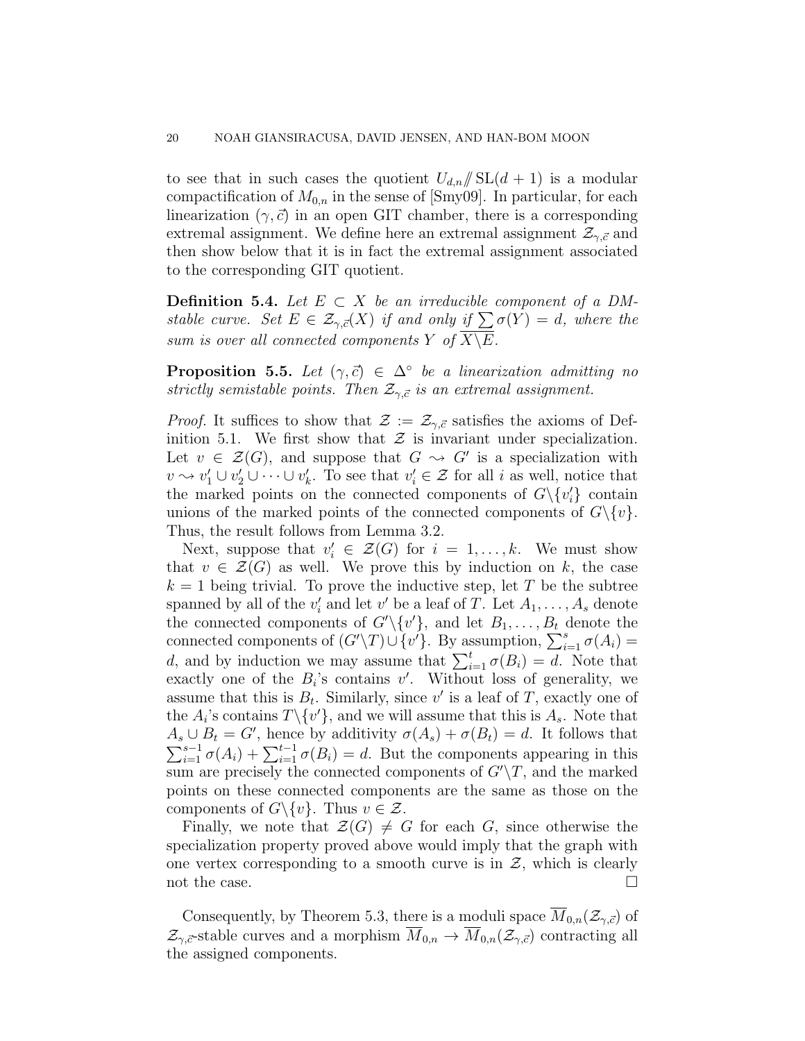to see that in such cases the quotient $U_{d,n} /\!\!/ \mathrm{SL}(d+1)$ is a modular compactification of $M_{0,n}$ in the sense of [Smy09]. In particular, for each linearization $(\gamma, \vec{c})$ in an open GIT chamber, there is a corresponding extremal assignment. We define here an extremal assignment $\mathcal{Z}_{\gamma,\vec{c}}$ and then show below that it is in fact the extremal assignment associated to the corresponding GIT quotient.

**Definition 5.4.** *Let $E \subset X$ be an irreducible component of a DM-stable curve. Set $E \in \mathcal{Z}_{\gamma,\vec{c}}(X)$ if and only if $\sum \sigma(Y) = d$, where the sum is over all connected components $Y$ of $\overline{X \backslash E}$.*

**Proposition 5.5.** *Let $(\gamma, \vec{c}) \in \Delta^\circ$ be a linearization admitting no strictly semistable points. Then $\mathcal{Z}_{\gamma,\vec{c}}$ is an extremal assignment.*

*Proof.* It suffices to show that $\mathcal{Z} := \mathcal{Z}_{\gamma,\vec{c}}$ satisfies the axioms of Definition 5.1. We first show that $\mathcal{Z}$ is invariant under specialization. Let $v \in \mathcal{Z}(G)$, and suppose that $G \rightsquigarrow G'$ is a specialization with $v \rightsquigarrow v'_1 \cup v'_2 \cup \cdots \cup v'_k$. To see that $v'_i \in \mathcal{Z}$ for all $i$ as well, notice that the marked points on the connected components of $G \backslash \{v'_i\}$ contain unions of the marked points of the connected components of $G \backslash \{v\}$. Thus, the result follows from Lemma 3.2.

Next, suppose that $v'_i \in \mathcal{Z}(G)$ for $i = 1, \ldots, k$. We must show that $v \in \mathcal{Z}(G)$ as well. We prove this by induction on $k$, the case $k = 1$ being trivial. To prove the inductive step, let $T$ be the subtree spanned by all of the $v'_i$ and let $v'$ be a leaf of $T$. Let $A_1, \ldots, A_s$ denote the connected components of $G' \backslash \{v'\}$, and let $B_1, \ldots, B_t$ denote the connected components of $(G' \backslash T) \cup \{v'\}$. By assumption, $\sum_{i=1}^s \sigma(A_i) = d$, and by induction we may assume that $\sum_{i=1}^t \sigma(B_i) = d$. Note that exactly one of the $B_i$'s contains $v'$. Without loss of generality, we assume that this is $B_t$. Similarly, since $v'$ is a leaf of $T$, exactly one of the $A_i$'s contains $T \backslash \{v'\}$, and we will assume that this is $A_s$. Note that $A_s \cup B_t = G'$, hence by additivity $\sigma(A_s) + \sigma(B_t) = d$. It follows that $\sum_{i=1}^{s-1} \sigma(A_i) + \sum_{i=1}^{t-1} \sigma(B_i) = d$. But the components appearing in this sum are precisely the connected components of $G' \backslash T$, and the marked points on these connected components are the same as those on the components of $G \backslash \{v\}$. Thus $v \in \mathcal{Z}$.

Finally, we note that $\mathcal{Z}(G) \neq G$ for each $G$, since otherwise the specialization property proved above would imply that the graph with one vertex corresponding to a smooth curve is in $\mathcal{Z}$, which is clearly not the case. $\square$

Consequently, by Theorem 5.3, there is a moduli space $\overline{M}_{0,n}(\mathcal{Z}_{\gamma,\vec{c}})$ of $\mathcal{Z}_{\gamma,\vec{c}}$-stable curves and a morphism $\overline{M}_{0,n} \to \overline{M}_{0,n}(\mathcal{Z}_{\gamma,\vec{c}})$ contracting all the assigned components.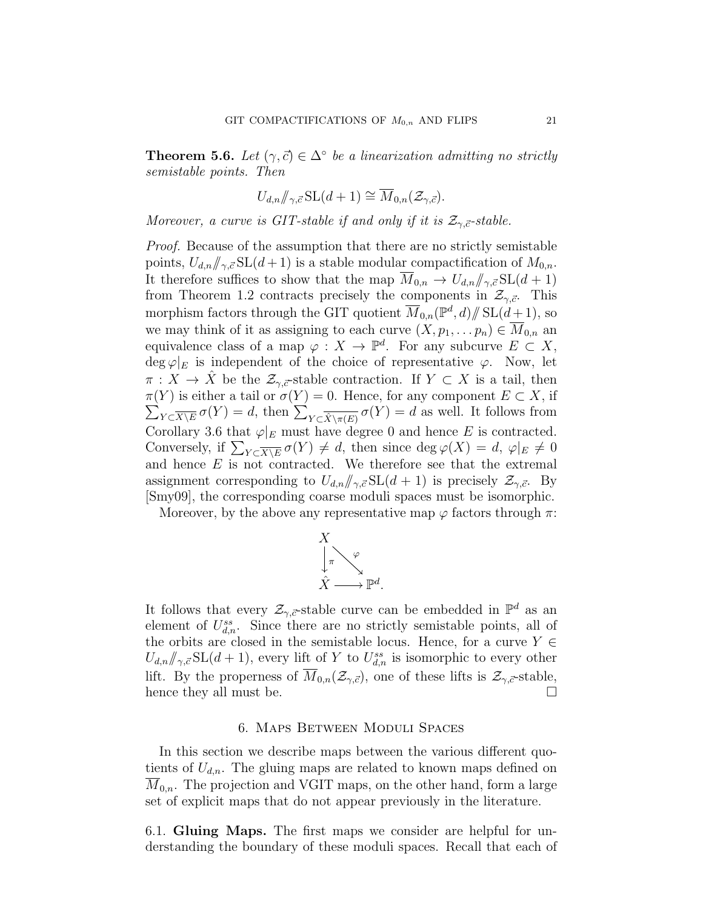**Theorem 5.6.** *Let $(\gamma, \vec{c}) \in \Delta^\circ$ be a linearization admitting no strictly semistable points. Then*

$$U_{d,n} /\!\!/_{\gamma,\vec{c}} \mathrm{SL}(d+1) \cong \overline{M}_{0,n}(\mathcal{Z}_{\gamma,\vec{c}}).$$

*Moreover, a curve is GIT-stable if and only if it is $\mathcal{Z}_{\gamma,\vec{c}}$-stable.*

*Proof.* Because of the assumption that there are no strictly semistable points, $U_{d,n} /\!\!/_{\gamma,\vec{c}} \mathrm{SL}(d+1)$ is a stable modular compactification of $M_{0,n}$. It therefore suffices to show that the map $\overline{M}_{0,n} \to U_{d,n} /\!\!/_{\gamma,\vec{c}} \mathrm{SL}(d+1)$ from Theorem 1.2 contracts precisely the components in $\mathcal{Z}_{\gamma,\vec{c}}$. This morphism factors through the GIT quotient $\overline{M}_{0,n}(\mathbb{P}^d, d) /\!\!/ \mathrm{SL}(d+1)$, so we may think of it as assigning to each curve $(X, p_1, \ldots p_n) \in \overline{M}_{0,n}$ an equivalence class of a map $\varphi : X \to \mathbb{P}^d$. For any subcurve $E \subset X$, $\deg \varphi|_E$ is independent of the choice of representative $\varphi$. Now, let $\pi : X \to \hat{X}$ be the $\mathcal{Z}_{\gamma,\vec{c}}$-stable contraction. If $Y \subset X$ is a tail, then $\pi(Y)$ is either a tail or $\sigma(Y) = 0$. Hence, for any component $E \subset X$, if $\sum_{Y \subset \overline{X \setminus E}} \sigma(Y) = d$, then $\sum_{Y \subset \overline{\hat{X} \setminus \pi(E)}} \sigma(Y) = d$ as well. It follows from Corollary 3.6 that $\varphi|_E$ must have degree 0 and hence $E$ is contracted. Conversely, if $\sum_{Y \subset \overline{X \setminus E}} \sigma(Y) \neq d$, then since $\deg \varphi(X) = d$, $\varphi|_E \neq 0$ and hence $E$ is not contracted. We therefore see that the extremal assignment corresponding to $U_{d,n} /\!\!/_{\gamma,\vec{c}} \mathrm{SL}(d+1)$ is precisely $\mathcal{Z}_{\gamma,\vec{c}}$. By [Smy09], the corresponding coarse moduli spaces must be isomorphic.

Moreover, by the above any representative map $\varphi$ factors through $\pi$:

$$\begin{array}{ccc} X & & \\ \downarrow{\scriptstyle \pi} & \searrow^{\varphi} & \\ \hat{X} & \longrightarrow & \mathbb{P}^d. \end{array}$$

It follows that every $\mathcal{Z}_{\gamma,\vec{c}}$-stable curve can be embedded in $\mathbb{P}^d$ as an element of $U_{d,n}^{ss}$. Since there are no strictly semistable points, all of the orbits are closed in the semistable locus. Hence, for a curve $Y \in U_{d,n} /\!\!/_{\gamma,\vec{c}} \mathrm{SL}(d+1)$, every lift of $Y$ to $U_{d,n}^{ss}$ is isomorphic to every other lift. By the properness of $\overline{M}_{0,n}(\mathcal{Z}_{\gamma,\vec{c}})$, one of these lifts is $\mathcal{Z}_{\gamma,\vec{c}}$-stable, hence they all must be. $\square$

## 6. Maps Between Moduli Spaces

In this section we describe maps between the various different quotients of $U_{d,n}$. The gluing maps are related to known maps defined on $\overline{M}_{0,n}$. The projection and VGIT maps, on the other hand, form a large set of explicit maps that do not appear previously in the literature.

6.1. **Gluing Maps.** The first maps we consider are helpful for understanding the boundary of these moduli spaces. Recall that each of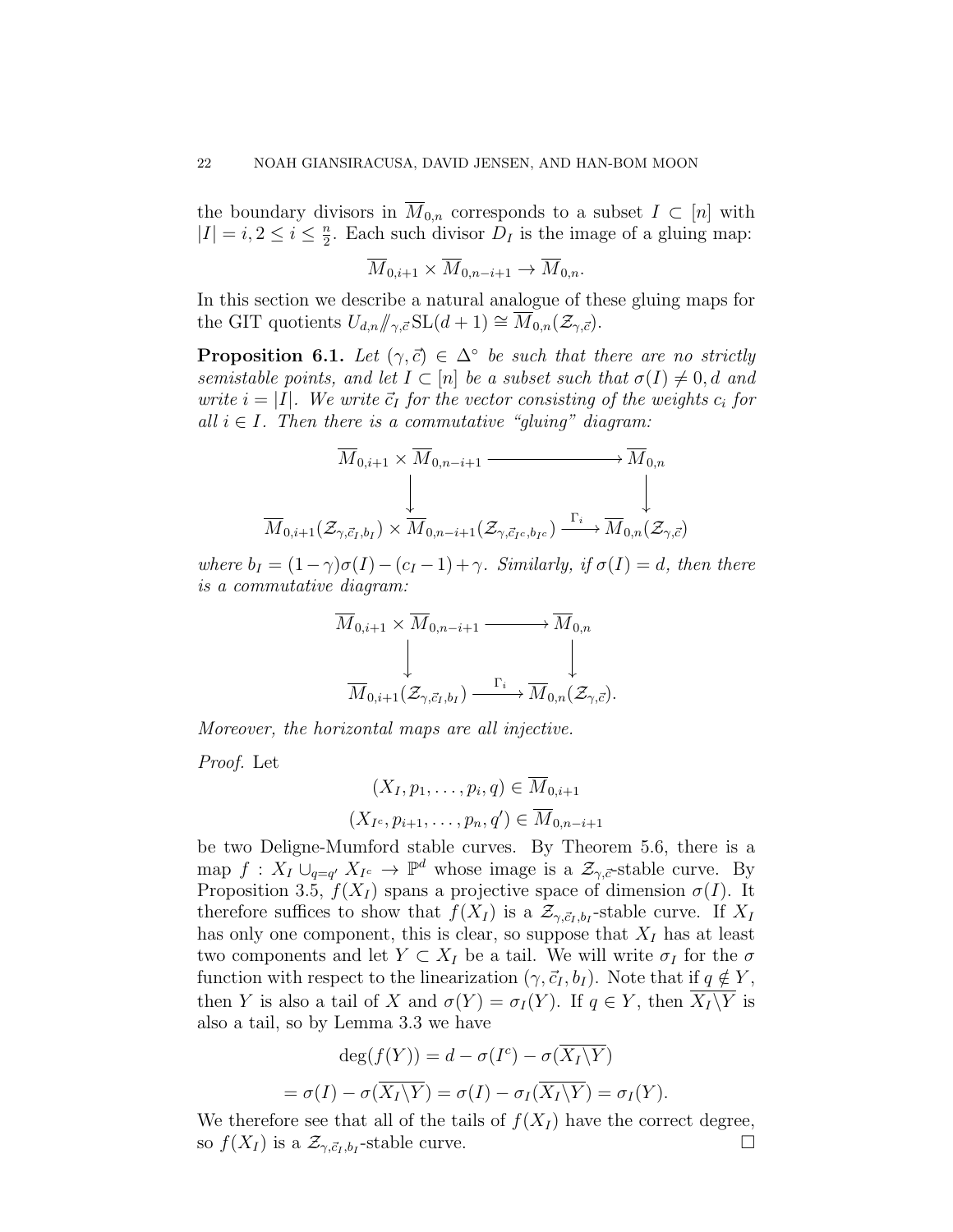the boundary divisors in $\overline{M}_{0,n}$ corresponds to a subset $I \subset [n]$ with $|I| = i, 2 \leq i \leq \frac{n}{2}$. Each such divisor $D_I$ is the image of a gluing map:

$$\overline{M}_{0,i+1} \times \overline{M}_{0,n-i+1} \to \overline{M}_{0,n}.$$

In this section we describe a natural analogue of these gluing maps for the GIT quotients $U_{d,n}/\!\!/_{\gamma,\vec{c}}\mathrm{SL}(d+1) \cong \overline{M}_{0,n}(\mathcal{Z}_{\gamma,\vec{c}})$.

**Proposition 6.1.** *Let $(\gamma, \vec{c}) \in \Delta^\circ$ be such that there are no strictly semistable points, and let $I \subset [n]$ be a subset such that $\sigma(I) \neq 0, d$ and write $i = |I|$. We write $\vec{c}_I$ for the vector consisting of the weights $c_i$ for all $i \in I$. Then there is a commutative "gluing" diagram:*

$$\begin{array}{ccc}
\overline{M}_{0,i+1} \times \overline{M}_{0,n-i+1} & \longrightarrow & \overline{M}_{0,n} \\
\downarrow & & \downarrow \\
\overline{M}_{0,i+1}(\mathcal{Z}_{\gamma,\vec{c}_I,b_I}) \times \overline{M}_{0,n-i+1}(\mathcal{Z}_{\gamma,\vec{c}_{I^c},b_{I^c}}) & \xrightarrow{\Gamma_i} & \overline{M}_{0,n}(\mathcal{Z}_{\gamma,\vec{c}})
\end{array}$$

*where $b_I = (1-\gamma)\sigma(I) - (c_I - 1) + \gamma$. Similarly, if $\sigma(I) = d$, then there is a commutative diagram:*

$$\begin{array}{ccc}
\overline{M}_{0,i+1} \times \overline{M}_{0,n-i+1} & \longrightarrow & \overline{M}_{0,n} \\
\downarrow & & \downarrow \\
\overline{M}_{0,i+1}(\mathcal{Z}_{\gamma,\vec{c}_I,b_I}) & \xrightarrow{\Gamma_i} & \overline{M}_{0,n}(\mathcal{Z}_{\gamma,\vec{c}}).
\end{array}$$

*Moreover, the horizontal maps are all injective.*

*Proof.* Let

$$(X_I, p_1, \ldots, p_i, q) \in \overline{M}_{0,i+1}$$
$$(X_{I^c}, p_{i+1}, \ldots, p_n, q') \in \overline{M}_{0,n-i+1}$$

be two Deligne-Mumford stable curves. By Theorem 5.6, there is a map $f : X_I \cup_{q=q'} X_{I^c} \to \mathbb{P}^d$ whose image is a $\mathcal{Z}_{\gamma,\vec{c}}$-stable curve. By Proposition 3.5, $f(X_I)$ spans a projective space of dimension $\sigma(I)$. It therefore suffices to show that $f(X_I)$ is a $\mathcal{Z}_{\gamma,\vec{c}_I,b_I}$-stable curve. If $X_I$ has only one component, this is clear, so suppose that $X_I$ has at least two components and let $Y \subset X_I$ be a tail. We will write $\sigma_I$ for the $\sigma$ function with respect to the linearization $(\gamma, \vec{c}_I, b_I)$. Note that if $q \notin Y$, then $Y$ is also a tail of $X$ and $\sigma(Y) = \sigma_I(Y)$. If $q \in Y$, then $\overline{X_I \backslash Y}$ is also a tail, so by Lemma 3.3 we have

$$\deg(f(Y)) = d - \sigma(I^c) - \sigma(\overline{X_I \backslash Y})$$
$$= \sigma(I) - \sigma(\overline{X_I \backslash Y}) = \sigma(I) - \sigma_I(\overline{X_I \backslash Y}) = \sigma_I(Y).$$

We therefore see that all of the tails of $f(X_I)$ have the correct degree, so $f(X_I)$ is a $\mathcal{Z}_{\gamma,\vec{c}_I,b_I}$-stable curve. $\square$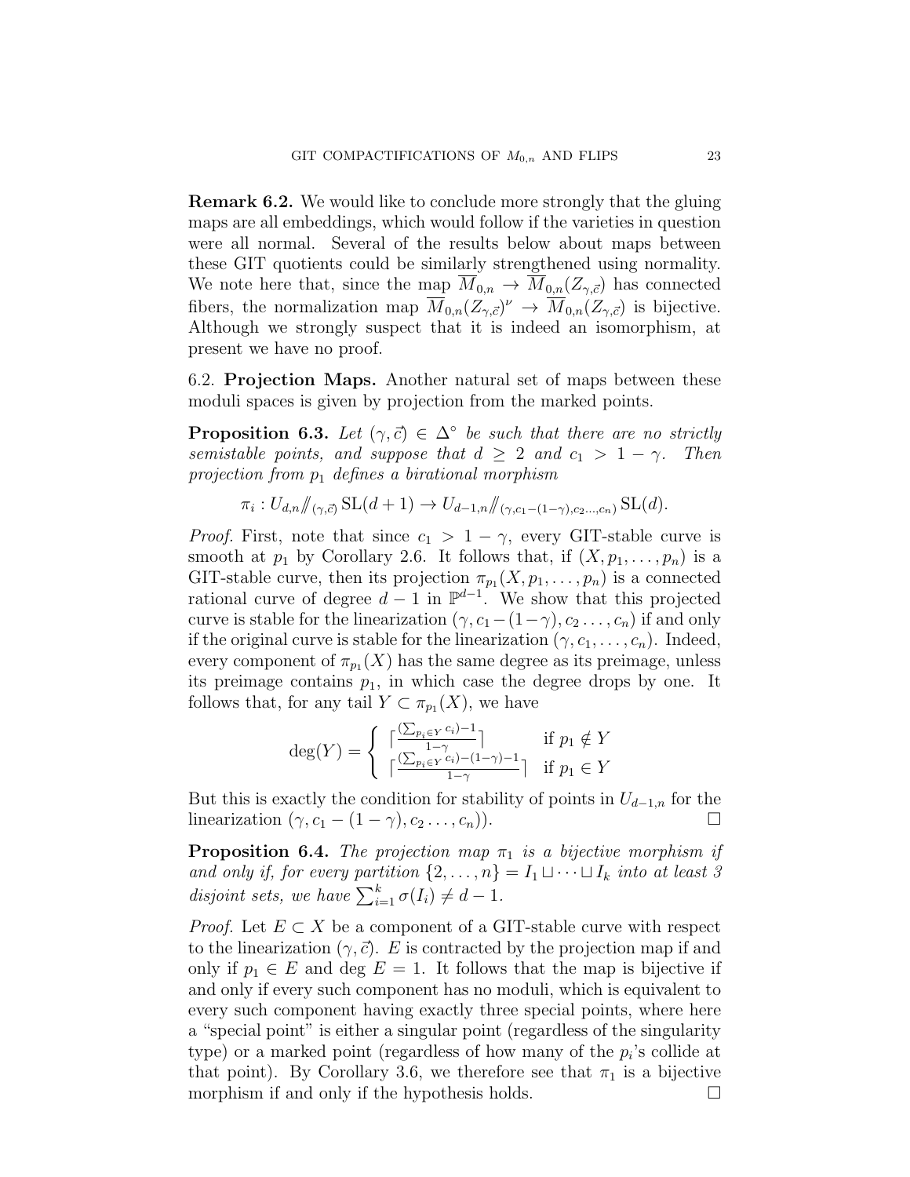**Remark 6.2.** We would like to conclude more strongly that the gluing maps are all embeddings, which would follow if the varieties in question were all normal. Several of the results below about maps between these GIT quotients could be similarly strengthened using normality. We note here that, since the map $\overline{M}_{0,n} \to \overline{M}_{0,n}(Z_{\gamma,\vec{c}})$ has connected fibers, the normalization map $\overline{M}_{0,n}(Z_{\gamma,\vec{c}})^{\nu} \to \overline{M}_{0,n}(Z_{\gamma,\vec{c}})$ is bijective. Although we strongly suspect that it is indeed an isomorphism, at present we have no proof.

6.2. **Projection Maps.** Another natural set of maps between these moduli spaces is given by projection from the marked points.

**Proposition 6.3.** *Let $(\gamma, \vec{c}) \in \Delta^{\circ}$ be such that there are no strictly semistable points, and suppose that $d \geq 2$ and $c_1 > 1 - \gamma$. Then projection from $p_1$ defines a birational morphism*

$$\pi_i : U_{d,n} /\!\!/_{(\gamma,\vec{c})} \operatorname{SL}(d+1) \to U_{d-1,n} /\!\!/_{(\gamma, c_1-(1-\gamma), c_2 \ldots, c_n)} \operatorname{SL}(d).$$

*Proof.* First, note that since $c_1 > 1 - \gamma$, every GIT-stable curve is smooth at $p_1$ by Corollary 2.6. It follows that, if $(X, p_1, \ldots, p_n)$ is a GIT-stable curve, then its projection $\pi_{p_1}(X, p_1, \ldots, p_n)$ is a connected rational curve of degree $d-1$ in $\mathbb{P}^{d-1}$. We show that this projected curve is stable for the linearization $(\gamma, c_1 - (1-\gamma), c_2 \ldots, c_n)$ if and only if the original curve is stable for the linearization $(\gamma, c_1, \ldots, c_n)$. Indeed, every component of $\pi_{p_1}(X)$ has the same degree as its preimage, unless its preimage contains $p_1$, in which case the degree drops by one. It follows that, for any tail $Y \subset \pi_{p_1}(X)$, we have

$$\deg(Y) = \begin{cases} \lceil \frac{(\sum_{p_i \in Y} c_i) - 1}{1-\gamma} \rceil & \text{if } p_1 \notin Y \\ \lceil \frac{(\sum_{p_i \in Y} c_i) - (1-\gamma) - 1}{1-\gamma} \rceil & \text{if } p_1 \in Y \end{cases}$$

But this is exactly the condition for stability of points in $U_{d-1,n}$ for the linearization $(\gamma, c_1 - (1-\gamma), c_2 \ldots, c_n)$). $\square$

**Proposition 6.4.** *The projection map $\pi_1$ is a bijective morphism if and only if, for every partition $\{2, \ldots, n\} = I_1 \sqcup \cdots \sqcup I_k$ into at least 3 disjoint sets, we have $\sum_{i=1}^{k} \sigma(I_i) \neq d - 1$.*

*Proof.* Let $E \subset X$ be a component of a GIT-stable curve with respect to the linearization $(\gamma, \vec{c})$. $E$ is contracted by the projection map if and only if $p_1 \in E$ and $\deg E = 1$. It follows that the map is bijective if and only if every such component has no moduli, which is equivalent to every such component having exactly three special points, where here a "special point" is either a singular point (regardless of the singularity type) or a marked point (regardless of how many of the $p_i$'s collide at that point). By Corollary 3.6, we therefore see that $\pi_1$ is a bijective morphism if and only if the hypothesis holds. $\square$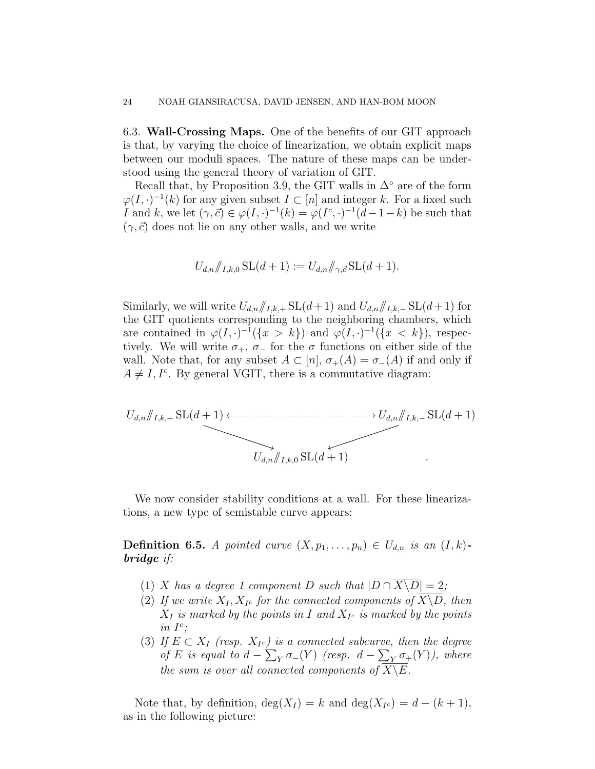## 6.3. Wall-Crossing Maps.

**6.3. Wall-Crossing Maps.** One of the benefits of our GIT approach is that, by varying the choice of linearization, we obtain explicit maps between our moduli spaces. The nature of these maps can be understood using the general theory of variation of GIT.

Recall that, by Proposition 3.9, the GIT walls in $\Delta^\circ$ are of the form $\varphi(I,\cdot)^{-1}(k)$ for any given subset $I \subset [n]$ and integer $k$. For a fixed such $I$ and $k$, we let $(\gamma, \vec{c}) \in \varphi(I,\cdot)^{-1}(k) = \varphi(I^c,\cdot)^{-1}(d-1-k)$ be such that $(\gamma, \vec{c})$ does not lie on any other walls, and we write

$$U_{d,n} /\!\!/_{I,k,0} \mathrm{SL}(d+1) := U_{d,n} /\!\!/_{\gamma,\vec{c}} \mathrm{SL}(d+1).$$

Similarly, we will write $U_{d,n} /\!\!/_{I,k,+} \mathrm{SL}(d+1)$ and $U_{d,n} /\!\!/_{I,k,-} \mathrm{SL}(d+1)$ for the GIT quotients corresponding to the neighboring chambers, which are contained in $\varphi(I,\cdot)^{-1}(\{x > k\})$ and $\varphi(I,\cdot)^{-1}(\{x < k\})$, respectively. We will write $\sigma_+$, $\sigma_-$ for the $\sigma$ functions on either side of the wall. Note that, for any subset $A \subset [n]$, $\sigma_+(A) = \sigma_-(A)$ if and only if $A \neq I, I^c$. By general VGIT, there is a commutative diagram:

$$\begin{array}{ccc} U_{d,n} /\!\!/_{I,k,+} \mathrm{SL}(d+1) & \dashleftarrow\!\dashrightarrow & U_{d,n} /\!\!/_{I,k,-} \mathrm{SL}(d+1) \\ & \searrow \quad \swarrow & \\ & U_{d,n} /\!\!/_{I,k,0} \mathrm{SL}(d+1) & \end{array}$$

We now consider stability conditions at a wall. For these linearizations, a new type of semistable curve appears:

**Definition 6.5.** *A pointed curve $(X, p_1, \ldots, p_n) \in U_{d,n}$ is an $(I,k)$-**bridge** if:*

1. *$X$ has a degree 1 component $D$ such that $|D \cap \overline{X \backslash D}| = 2$;*
2. *If we write $X_I, X_{I^c}$ for the connected components of $\overline{X \backslash D}$, then $X_I$ is marked by the points in $I$ and $X_{I^c}$ is marked by the points in $I^c$;*
3. *If $E \subset X_I$ (resp. $X_{I^c}$) is a connected subcurve, then the degree of $E$ is equal to $d - \sum_Y \sigma_-(Y)$ (resp. $d - \sum_Y \sigma_+(Y)$), where the sum is over all connected components of $\overline{X \backslash E}$.*

Note that, by definition, $\deg(X_I) = k$ and $\deg(X_{I^c}) = d - (k+1)$, as in the following picture: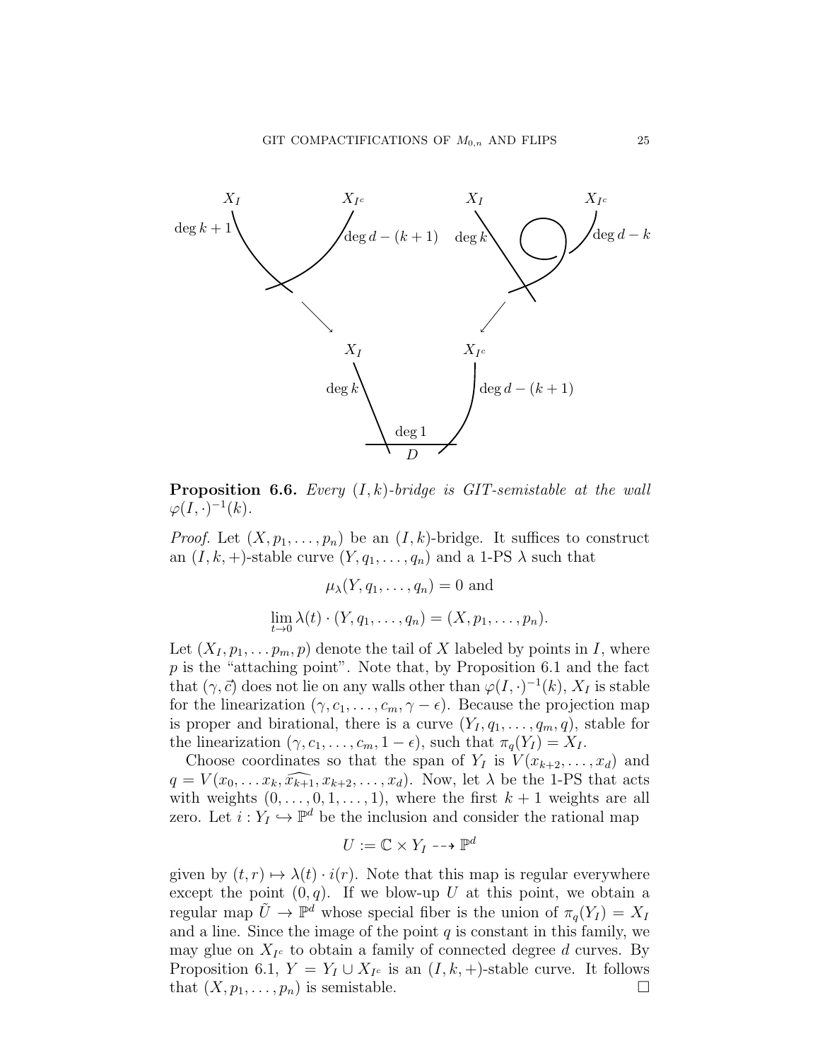**Proposition 6.6.** *Every $(I,k)$-bridge is GIT-semistable at the wall $\varphi(I,\cdot)^{-1}(k)$.*

*Proof.* Let $(X, p_1, \dots, p_n)$ be an $(I,k)$-bridge. It suffices to construct an $(I,k,+)$-stable curve $(Y, q_1, \dots, q_n)$ and a 1-PS $\lambda$ such that

$$\mu_\lambda(Y, q_1, \dots, q_n) = 0 \text{ and}$$

$$\lim_{t \to 0} \lambda(t) \cdot (Y, q_1, \dots, q_n) = (X, p_1, \dots, p_n).$$

Let $(X_I, p_1, \dots p_m, p)$ denote the tail of $X$ labeled by points in $I$, where $p$ is the "attaching point". Note that, by Proposition 6.1 and the fact that $(\gamma, \vec{c})$ does not lie on any walls other than $\varphi(I,\cdot)^{-1}(k)$, $X_I$ is stable for the linearization $(\gamma, c_1, \dots, c_m, \gamma - \epsilon)$. Because the projection map is proper and birational, there is a curve $(Y_I, q_1, \dots, q_m, q)$, stable for the linearization $(\gamma, c_1, \dots, c_m, 1 - \epsilon)$, such that $\pi_q(Y_I) = X_I$.

Choose coordinates so that the span of $Y_I$ is $V(x_{k+2}, \dots, x_d)$ and $q = V(x_0, \dots x_k, \widehat{x_{k+1}}, x_{k+2}, \dots, x_d)$. Now, let $\lambda$ be the 1-PS that acts with weights $(0, \dots, 0, 1, \dots, 1)$, where the first $k+1$ weights are all zero. Let $i : Y_I \hookrightarrow \mathbb{P}^d$ be the inclusion and consider the rational map

$$U := \mathbb{C} \times Y_I \dashrightarrow \mathbb{P}^d$$

given by $(t, r) \mapsto \lambda(t) \cdot i(r)$. Note that this map is regular everywhere except the point $(0, q)$. If we blow-up $U$ at this point, we obtain a regular map $\tilde{U} \to \mathbb{P}^d$ whose special fiber is the union of $\pi_q(Y_I) = X_I$ and a line. Since the image of the point $q$ is constant in this family, we may glue on $X_{I^c}$ to obtain a family of connected degree $d$ curves. By Proposition 6.1, $Y = Y_I \cup X_{I^c}$ is an $(I,k,+)$-stable curve. It follows that $(X, p_1, \dots, p_n)$ is semistable. $\square$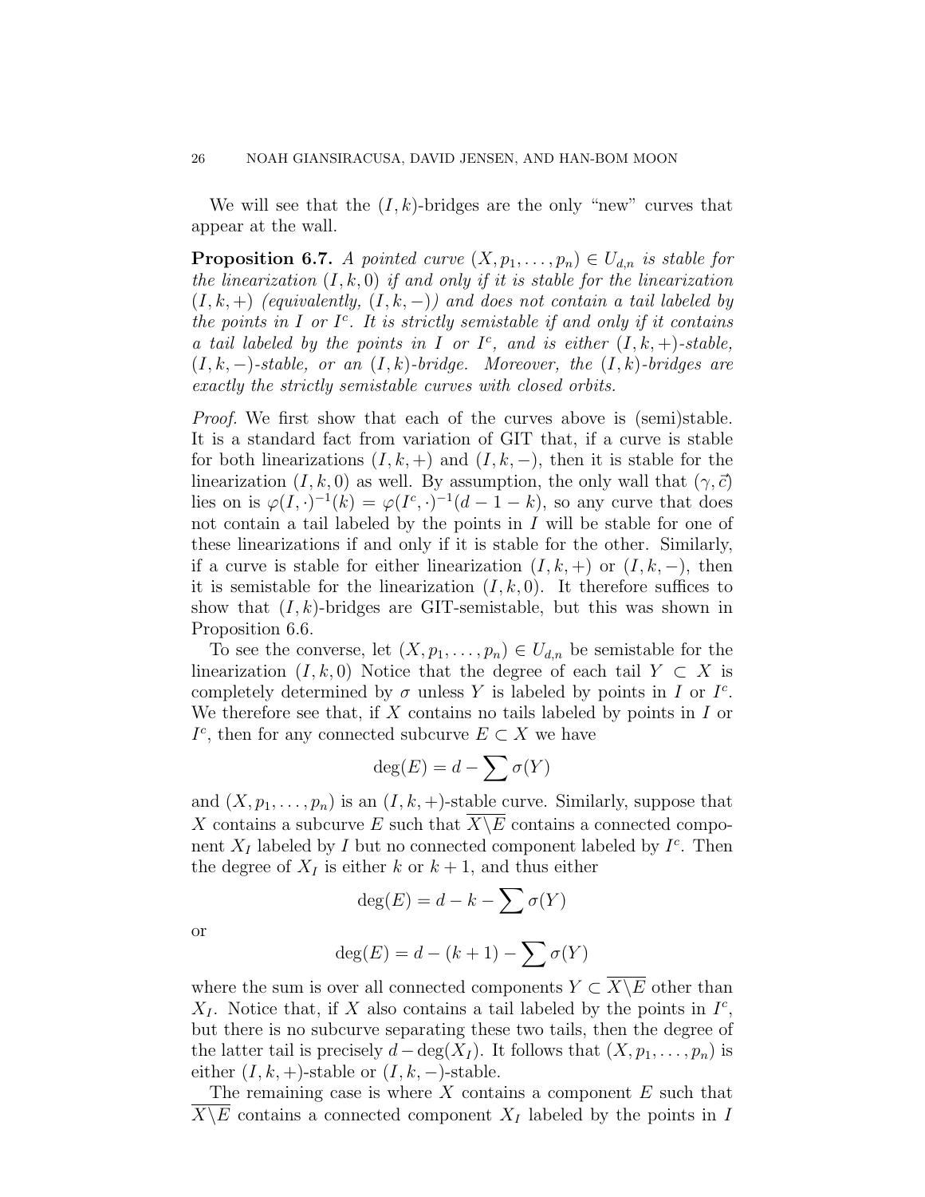We will see that the $(I,k)$-bridges are the only "new" curves that appear at the wall.

**Proposition 6.7.** *A pointed curve $(X, p_1, \dots, p_n) \in U_{d,n}$ is stable for the linearization $(I, k, 0)$ if and only if it is stable for the linearization $(I, k, +)$ (equivalently, $(I, k, -)$) and does not contain a tail labeled by the points in $I$ or $I^c$. It is strictly semistable if and only if it contains a tail labeled by the points in $I$ or $I^c$, and is either $(I, k, +)$-stable, $(I, k, -)$-stable, or an $(I,k)$-bridge. Moreover, the $(I,k)$-bridges are exactly the strictly semistable curves with closed orbits.*

*Proof.* We first show that each of the curves above is (semi)stable. It is a standard fact from variation of GIT that, if a curve is stable for both linearizations $(I, k, +)$ and $(I, k, -)$, then it is stable for the linearization $(I, k, 0)$ as well. By assumption, the only wall that $(\gamma, \vec{c})$ lies on is $\varphi(I, \cdot)^{-1}(k) = \varphi(I^c, \cdot)^{-1}(d - 1 - k)$, so any curve that does not contain a tail labeled by the points in $I$ will be stable for one of these linearizations if and only if it is stable for the other. Similarly, if a curve is stable for either linearization $(I, k, +)$ or $(I, k, -)$, then it is semistable for the linearization $(I, k, 0)$. It therefore suffices to show that $(I,k)$-bridges are GIT-semistable, but this was shown in Proposition 6.6.

To see the converse, let $(X, p_1, \dots, p_n) \in U_{d,n}$ be semistable for the linearization $(I, k, 0)$ Notice that the degree of each tail $Y \subset X$ is completely determined by $\sigma$ unless $Y$ is labeled by points in $I$ or $I^c$. We therefore see that, if $X$ contains no tails labeled by points in $I$ or $I^c$, then for any connected subcurve $E \subset X$ we have

$$\deg(E) = d - \sum \sigma(Y)$$

and $(X, p_1, \dots, p_n)$ is an $(I, k, +)$-stable curve. Similarly, suppose that $X$ contains a subcurve $E$ such that $\overline{X \backslash E}$ contains a connected component $X_I$ labeled by $I$ but no connected component labeled by $I^c$. Then the degree of $X_I$ is either $k$ or $k+1$, and thus either

$$\deg(E) = d - k - \sum \sigma(Y)$$

or

$$\deg(E) = d - (k+1) - \sum \sigma(Y)$$

where the sum is over all connected components $Y \subset \overline{X \backslash E}$ other than $X_I$. Notice that, if $X$ also contains a tail labeled by the points in $I^c$, but there is no subcurve separating these two tails, then the degree of the latter tail is precisely $d - \deg(X_I)$. It follows that $(X, p_1, \dots, p_n)$ is either $(I, k, +)$-stable or $(I, k, -)$-stable.

The remaining case is where $X$ contains a component $E$ such that $\overline{X \backslash E}$ contains a connected component $X_I$ labeled by the points in $I$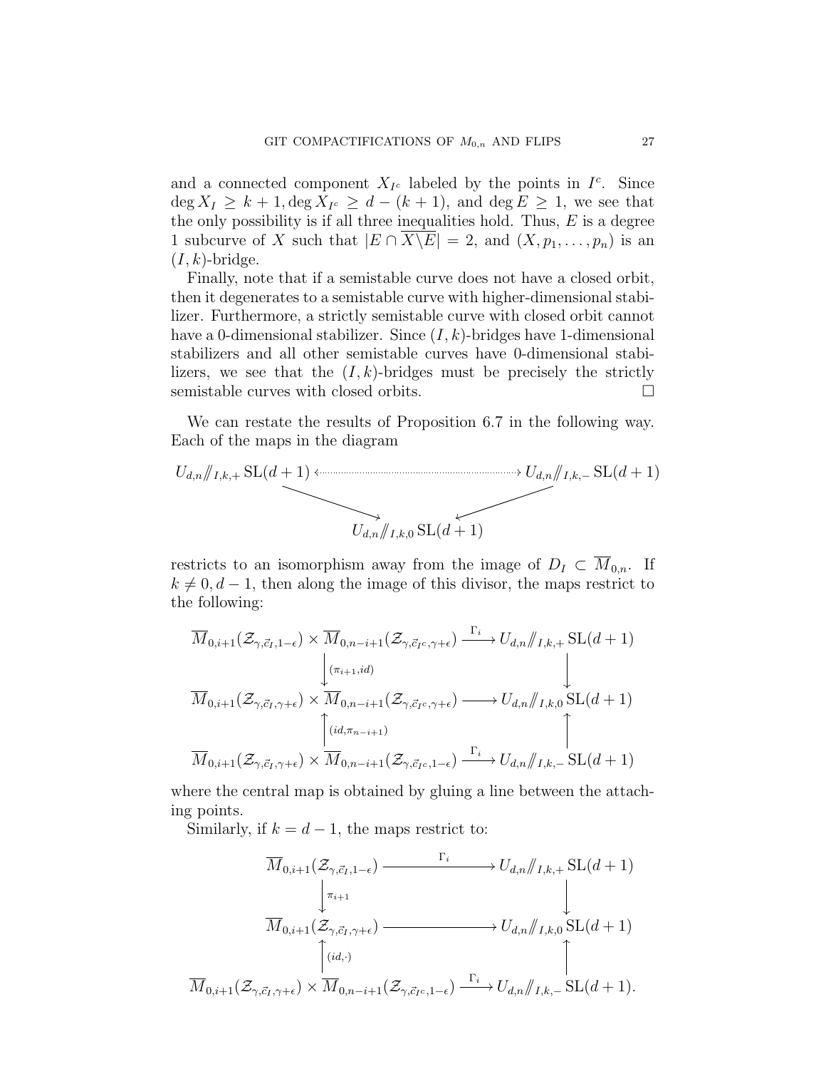and a connected component $X_{I^c}$ labeled by the points in $I^c$. Since $\deg X_I \geq k+1, \deg X_{I^c} \geq d-(k+1)$, and $\deg E \geq 1$, we see that the only possibility is if all three inequalities hold. Thus, $E$ is a degree 1 subcurve of $X$ such that $|E \cap \overline{X \backslash E}| = 2$, and $(X, p_1, \ldots, p_n)$ is an $(I,k)$-bridge.

Finally, note that if a semistable curve does not have a closed orbit, then it degenerates to a semistable curve with higher-dimensional stabilizer. Furthermore, a strictly semistable curve with closed orbit cannot have a 0-dimensional stabilizer. Since $(I,k)$-bridges have 1-dimensional stabilizers and all other semistable curves have 0-dimensional stabilizers, we see that the $(I,k)$-bridges must be precisely the strictly semistable curves with closed orbits. $\square$

We can restate the results of Proposition 6.7 in the following way. Each of the maps in the diagram

$$\begin{array}{ccc}
U_{d,n}/\!\!/_{I,k,+}\,\mathrm{SL}(d+1) & \longleftarrow\cdots\cdots\longrightarrow & U_{d,n}/\!\!/_{I,k,-}\,\mathrm{SL}(d+1) \\
& \searrow \qquad \swarrow & \\
& U_{d,n}/\!\!/_{I,k,0}\,\mathrm{SL}(d+1) &
\end{array}$$

restricts to an isomorphism away from the image of $D_I \subset \overline{M}_{0,n}$. If $k \neq 0, d-1$, then along the image of this divisor, the maps restrict to the following:

$$\begin{array}{ccc}
\overline{M}_{0,i+1}(\mathcal{Z}_{\gamma,\vec{c}_I,1-\epsilon}) \times \overline{M}_{0,n-i+1}(\mathcal{Z}_{\gamma,\vec{c}_{I^c},\gamma+\epsilon}) & \xrightarrow{\Gamma_i} & U_{d,n}/\!\!/_{I,k,+}\,\mathrm{SL}(d+1) \\
\downarrow{\scriptstyle (\pi_{i+1},id)} & & \downarrow \\
\overline{M}_{0,i+1}(\mathcal{Z}_{\gamma,\vec{c}_I,\gamma+\epsilon}) \times \overline{M}_{0,n-i+1}(\mathcal{Z}_{\gamma,\vec{c}_{I^c},\gamma+\epsilon}) & \longrightarrow & U_{d,n}/\!\!/_{I,k,0}\,\mathrm{SL}(d+1) \\
\uparrow{\scriptstyle (id,\pi_{n-i+1})} & & \uparrow \\
\overline{M}_{0,i+1}(\mathcal{Z}_{\gamma,\vec{c}_I,\gamma+\epsilon}) \times \overline{M}_{0,n-i+1}(\mathcal{Z}_{\gamma,\vec{c}_{I^c},1-\epsilon}) & \xrightarrow{\Gamma_i} & U_{d,n}/\!\!/_{I,k,-}\,\mathrm{SL}(d+1)
\end{array}$$

where the central map is obtained by gluing a line between the attaching points.

Similarly, if $k = d-1$, the maps restrict to:

$$\begin{array}{ccc}
\overline{M}_{0,i+1}(\mathcal{Z}_{\gamma,\vec{c}_I,1-\epsilon}) & \xrightarrow{\Gamma_i} & U_{d,n}/\!\!/_{I,k,+}\,\mathrm{SL}(d+1) \\
\downarrow{\scriptstyle \pi_{i+1}} & & \downarrow \\
\overline{M}_{0,i+1}(\mathcal{Z}_{\gamma,\vec{c}_I,\gamma+\epsilon}) & \longrightarrow & U_{d,n}/\!\!/_{I,k,0}\,\mathrm{SL}(d+1) \\
\uparrow{\scriptstyle (id,\cdot)} & & \uparrow \\
\overline{M}_{0,i+1}(\mathcal{Z}_{\gamma,\vec{c}_I,\gamma+\epsilon}) \times \overline{M}_{0,n-i+1}(\mathcal{Z}_{\gamma,\vec{c}_{I^c},1-\epsilon}) & \xrightarrow{\Gamma_i} & U_{d,n}/\!\!/_{I,k,-}\,\mathrm{SL}(d+1).
\end{array}$$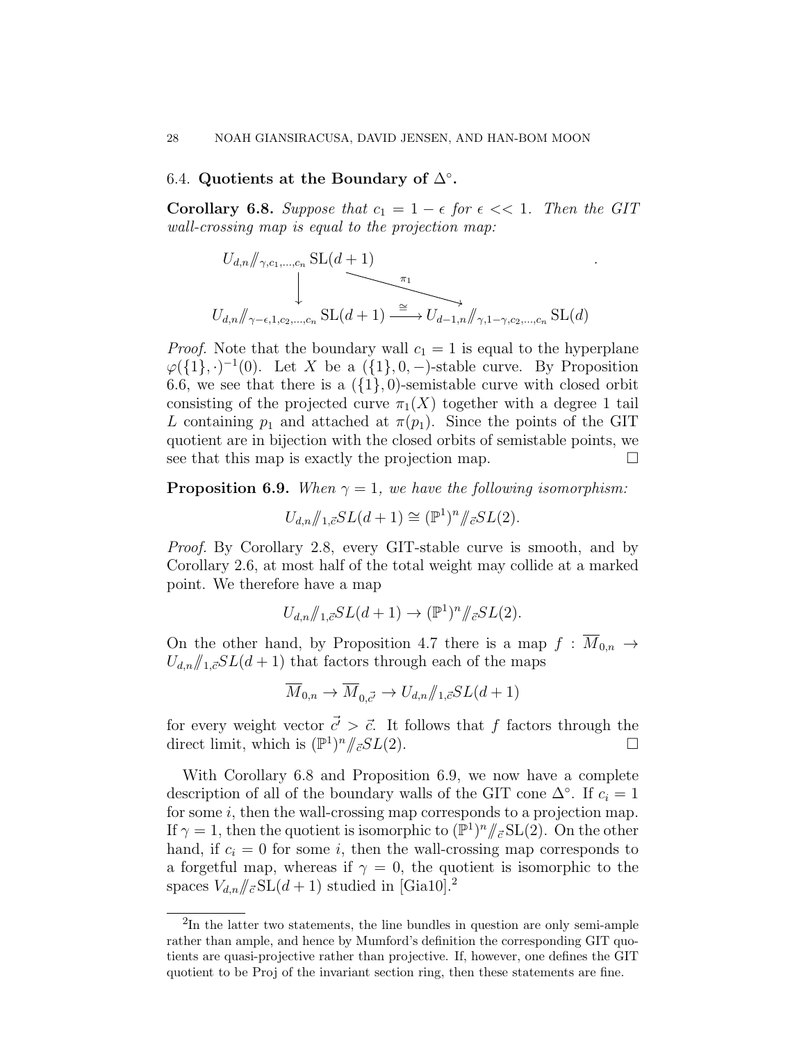### 6.4. Quotients at the Boundary of $\Delta^\circ$.

**Corollary 6.8.** *Suppose that $c_1 = 1 - \epsilon$ for $\epsilon << 1$. Then the GIT wall-crossing map is equal to the projection map:*

$$\begin{array}{ccc} U_{d,n}/\!\!/_{\gamma,c_1,\ldots,c_n} \mathrm{SL}(d+1) & \xrightarrow{\pi_1} & \\ \downarrow & \searrow & \\ U_{d,n}/\!\!/_{\gamma-\epsilon,1,c_2,\ldots,c_n} \mathrm{SL}(d+1) & \xrightarrow{\cong} & U_{d-1,n}/\!\!/_{\gamma,1-\gamma,c_2,\ldots,c_n} \mathrm{SL}(d) \end{array}.$$

*Proof.* Note that the boundary wall $c_1 = 1$ is equal to the hyperplane $\varphi(\{1\},\cdot)^{-1}(0)$. Let $X$ be a $(\{1\},0,-)$-stable curve. By Proposition 6.6, we see that there is a $(\{1\},0)$-semistable curve with closed orbit consisting of the projected curve $\pi_1(X)$ together with a degree 1 tail $L$ containing $p_1$ and attached at $\pi(p_1)$. Since the points of the GIT quotient are in bijection with the closed orbits of semistable points, we see that this map is exactly the projection map. $\square$

**Proposition 6.9.** *When $\gamma = 1$, we have the following isomorphism:*

$$U_{d,n}/\!\!/_{1,\vec{c}}SL(d+1) \cong (\mathbb{P}^1)^n/\!\!/_{\vec{c}}SL(2).$$

*Proof.* By Corollary 2.8, every GIT-stable curve is smooth, and by Corollary 2.6, at most half of the total weight may collide at a marked point. We therefore have a map

$$U_{d,n}/\!\!/_{1,\vec{c}}SL(d+1) \to (\mathbb{P}^1)^n/\!\!/_{\vec{c}}SL(2).$$

On the other hand, by Proposition 4.7 there is a map $f : \overline{M}_{0,n} \to U_{d,n}/\!\!/_{1,\vec{c}}SL(d+1)$ that factors through each of the maps

$$\overline{M}_{0,n} \to \overline{M}_{0,\vec{c'}} \to U_{d,n}/\!\!/_{1,\vec{c}}SL(d+1)$$

for every weight vector $\vec{c'} > \vec{c}$. It follows that $f$ factors through the direct limit, which is $(\mathbb{P}^1)^n/\!\!/_{\vec{c}}SL(2)$. $\square$

With Corollary 6.8 and Proposition 6.9, we now have a complete description of all of the boundary walls of the GIT cone $\Delta^\circ$. If $c_i = 1$ for some $i$, then the wall-crossing map corresponds to a projection map. If $\gamma = 1$, then the quotient is isomorphic to $(\mathbb{P}^1)^n/\!\!/_{\vec{c}}\mathrm{SL}(2)$. On the other hand, if $c_i = 0$ for some $i$, then the wall-crossing map corresponds to a forgetful map, whereas if $\gamma = 0$, the quotient is isomorphic to the spaces $V_{d,n}/\!\!/_{\vec{c}}\mathrm{SL}(d+1)$ studied in [Gia10].[2]

---

[2] In the latter two statements, the line bundles in question are only semi-ample rather than ample, and hence by Mumford's definition the corresponding GIT quotients are quasi-projective rather than projective. If, however, one defines the GIT quotient to be Proj of the invariant section ring, then these statements are fine.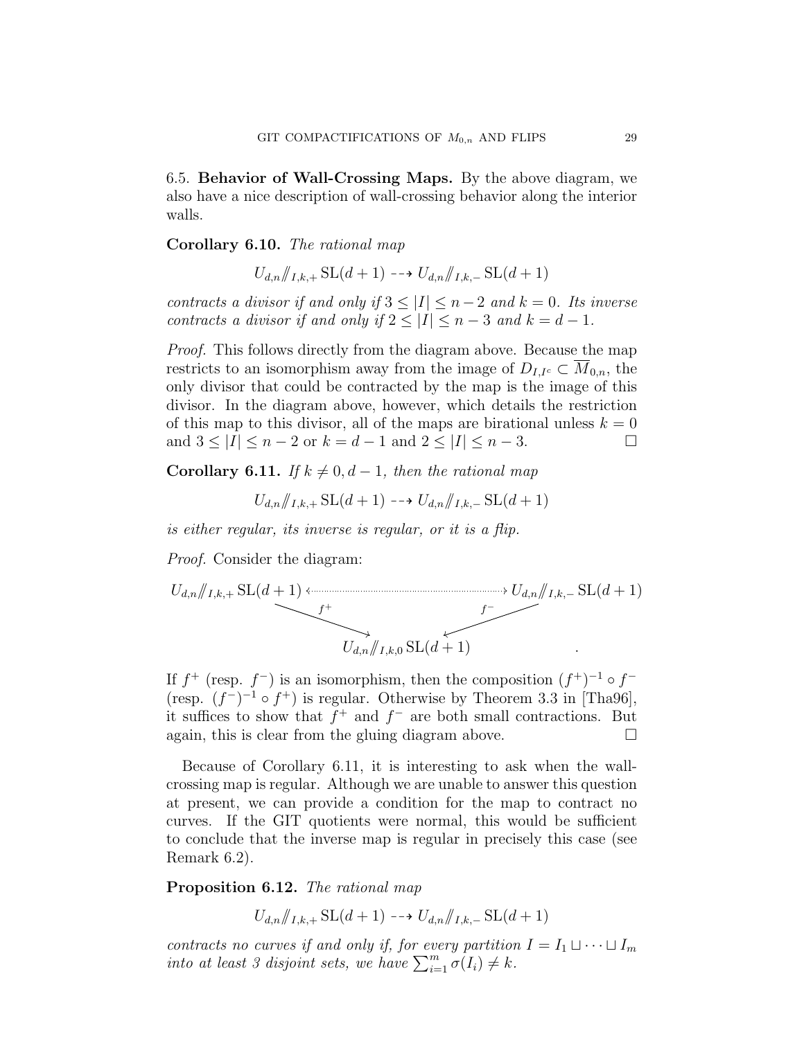6.5. **Behavior of Wall-Crossing Maps.** By the above diagram, we also have a nice description of wall-crossing behavior along the interior walls.

**Corollary 6.10.** *The rational map*

$$U_{d,n}/\!\!/_{I,k,+}\operatorname{SL}(d+1) \dashrightarrow U_{d,n}/\!\!/_{I,k,-}\operatorname{SL}(d+1)$$

*contracts a divisor if and only if $3 \leq |I| \leq n-2$ and $k=0$. Its inverse contracts a divisor if and only if $2 \leq |I| \leq n-3$ and $k = d-1$.*

*Proof.* This follows directly from the diagram above. Because the map restricts to an isomorphism away from the image of $D_{I,I^c} \subset \overline{M}_{0,n}$, the only divisor that could be contracted by the map is the image of this divisor. In the diagram above, however, which details the restriction of this map to this divisor, all of the maps are birational unless $k=0$ and $3 \leq |I| \leq n-2$ or $k = d-1$ and $2 \leq |I| \leq n-3$. □

**Corollary 6.11.** *If $k \neq 0, d-1$, then the rational map*

$$U_{d,n}/\!\!/_{I,k,+}\operatorname{SL}(d+1) \dashrightarrow U_{d,n}/\!\!/_{I,k,-}\operatorname{SL}(d+1)$$

*is either regular, its inverse is regular, or it is a flip.*

*Proof.* Consider the diagram:

$$\begin{array}{ccc} U_{d,n}/\!\!/_{I,k,+}\operatorname{SL}(d+1) & \longleftrightarrow & U_{d,n}/\!\!/_{I,k,-}\operatorname{SL}(d+1) \\ & \searrow^{f^+} \quad {}^{f^-}\swarrow & \\ & U_{d,n}/\!\!/_{I,k,0}\operatorname{SL}(d+1) & \end{array}.$$

If $f^+$ (resp. $f^-$) is an isomorphism, then the composition $(f^+)^{-1} \circ f^-$ (resp. $(f^-)^{-1} \circ f^+$) is regular. Otherwise by Theorem 3.3 in [Tha96], it suffices to show that $f^+$ and $f^-$ are both small contractions. But again, this is clear from the gluing diagram above. □

Because of Corollary 6.11, it is interesting to ask when the wall-crossing map is regular. Although we are unable to answer this question at present, we can provide a condition for the map to contract no curves. If the GIT quotients were normal, this would be sufficient to conclude that the inverse map is regular in precisely this case (see Remark 6.2).

**Proposition 6.12.** *The rational map*

$$U_{d,n}/\!\!/_{I,k,+}\operatorname{SL}(d+1) \dashrightarrow U_{d,n}/\!\!/_{I,k,-}\operatorname{SL}(d+1)$$

*contracts no curves if and only if, for every partition $I = I_1 \sqcup \cdots \sqcup I_m$ into at least 3 disjoint sets, we have $\sum_{i=1}^m \sigma(I_i) \neq k$.*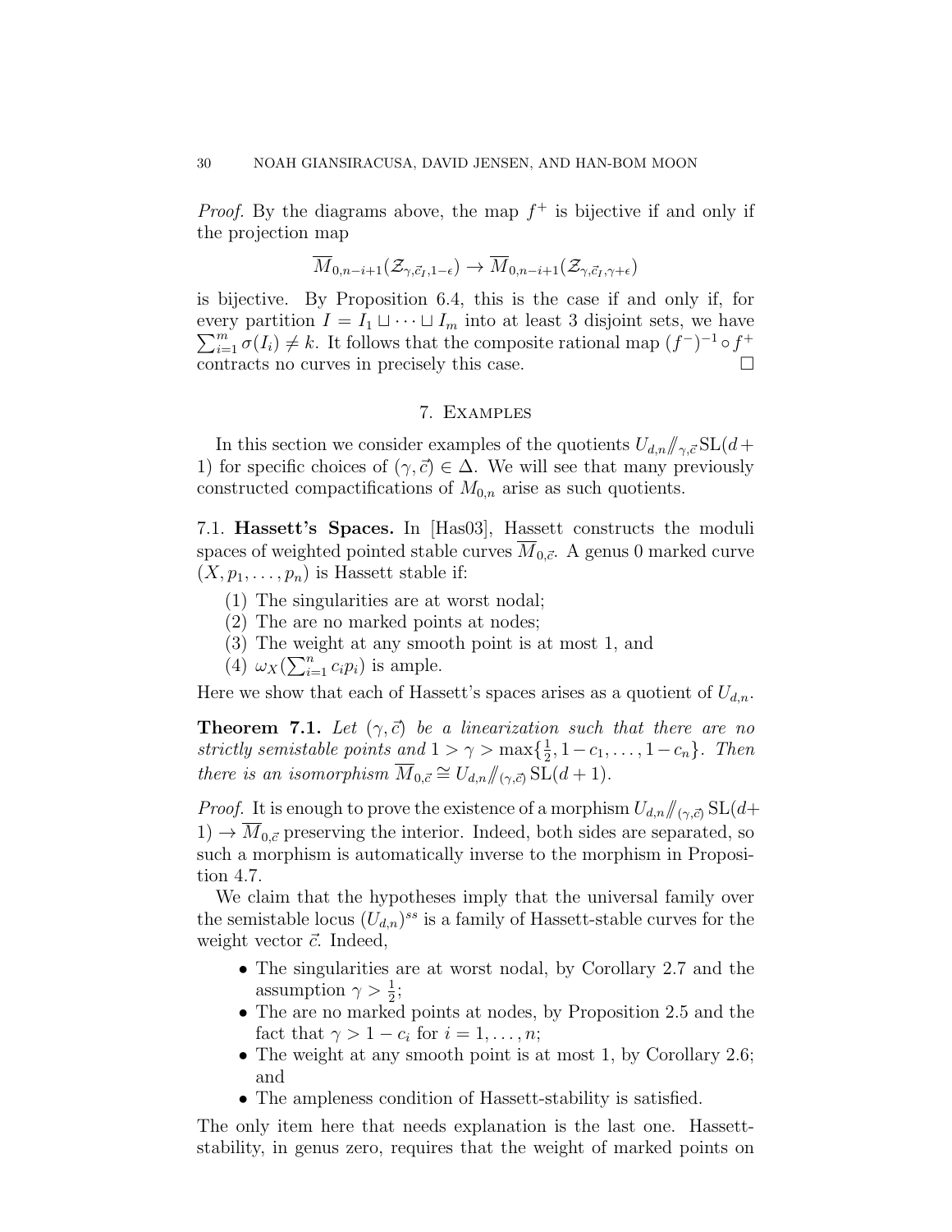*Proof.* By the diagrams above, the map $f^+$ is bijective if and only if the projection map

$$\overline{M}_{0,n-i+1}(\mathcal{Z}_{\gamma,\vec{c}_I,1-\epsilon}) \to \overline{M}_{0,n-i+1}(\mathcal{Z}_{\gamma,\vec{c}_I,\gamma+\epsilon})$$

is bijective. By Proposition 6.4, this is the case if and only if, for every partition $I = I_1 \sqcup \cdots \sqcup I_m$ into at least 3 disjoint sets, we have $\sum_{i=1}^{m} \sigma(I_i) \neq k$. It follows that the composite rational map $(f^-)^{-1} \circ f^+$ contracts no curves in precisely this case. □

## 7. Examples

In this section we consider examples of the quotients $U_{d,n} /\!\!/_{\gamma,\vec{c}} \mathrm{SL}(d+1)$ for specific choices of $(\gamma, \vec{c}) \in \Delta$. We will see that many previously constructed compactifications of $M_{0,n}$ arise as such quotients.

### 7.1. Hassett's Spaces.

In [Has03], Hassett constructs the moduli spaces of weighted pointed stable curves $\overline{M}_{0,\vec{c}}$. A genus 0 marked curve $(X, p_1, \ldots, p_n)$ is Hassett stable if:

1. The singularities are at worst nodal;
2. The are no marked points at nodes;
3. The weight at any smooth point is at most 1, and
4. $\omega_X(\sum_{i=1}^{n} c_i p_i)$ is ample.

Here we show that each of Hassett's spaces arises as a quotient of $U_{d,n}$.

**Theorem 7.1.** *Let $(\gamma, \vec{c})$ be a linearization such that there are no strictly semistable points and $1 > \gamma > \max\{\frac{1}{2}, 1-c_1, \ldots, 1-c_n\}$. Then there is an isomorphism $\overline{M}_{0,\vec{c}} \cong U_{d,n} /\!\!/_{(\gamma,\vec{c})} \mathrm{SL}(d+1)$.*

*Proof.* It is enough to prove the existence of a morphism $U_{d,n} /\!\!/_{(\gamma,\vec{c})} \mathrm{SL}(d+1) \to \overline{M}_{0,\vec{c}}$ preserving the interior. Indeed, both sides are separated, so such a morphism is automatically inverse to the morphism in Proposition 4.7.

We claim that the hypotheses imply that the universal family over the semistable locus $(U_{d,n})^{ss}$ is a family of Hassett-stable curves for the weight vector $\vec{c}$. Indeed,

- The singularities are at worst nodal, by Corollary 2.7 and the assumption $\gamma > \frac{1}{2}$;
- The are no marked points at nodes, by Proposition 2.5 and the fact that $\gamma > 1 - c_i$ for $i = 1, \ldots, n$;
- The weight at any smooth point is at most 1, by Corollary 2.6; and
- The ampleness condition of Hassett-stability is satisfied.

The only item here that needs explanation is the last one. Hassett-stability, in genus zero, requires that the weight of marked points on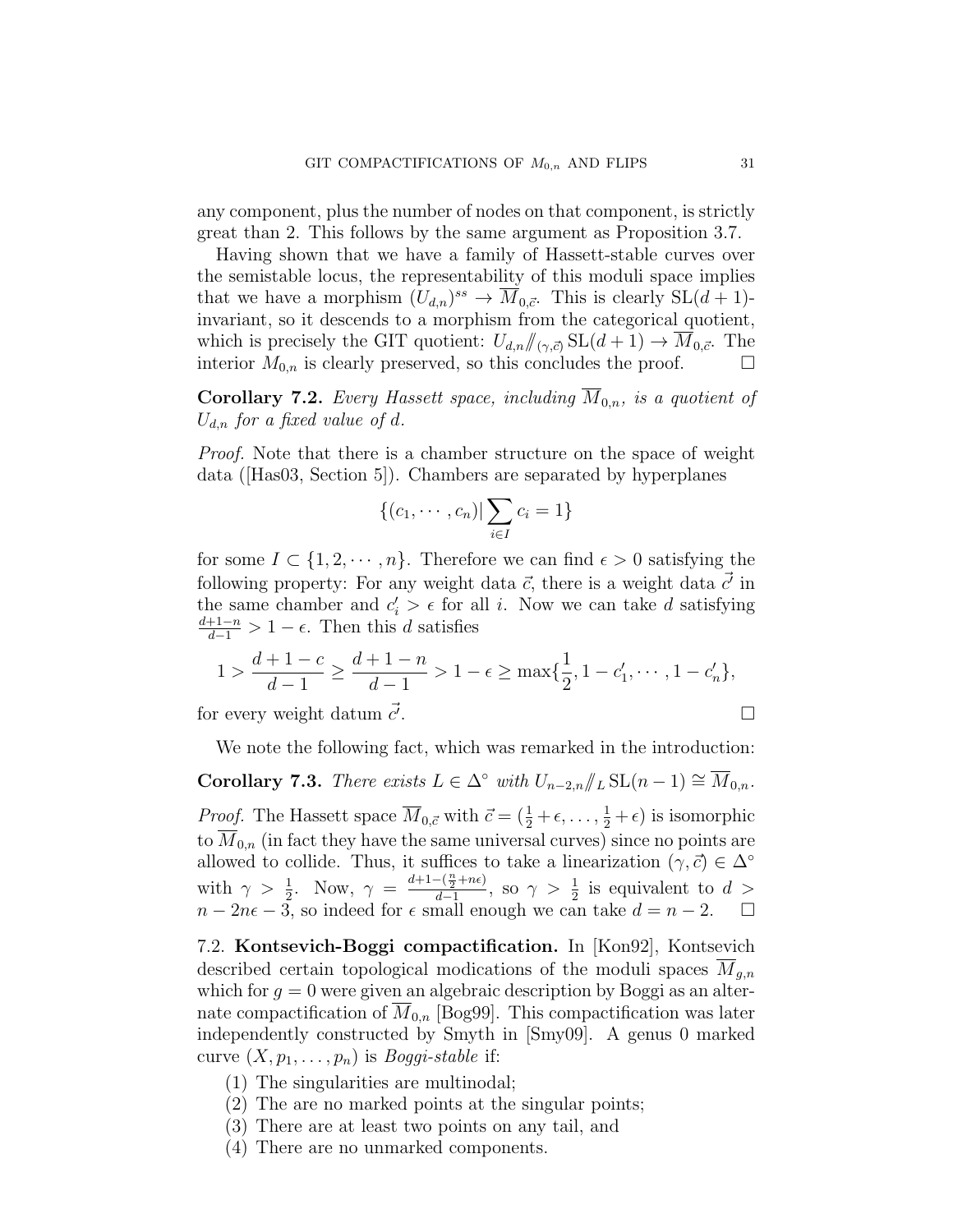any component, plus the number of nodes on that component, is strictly great than 2. This follows by the same argument as Proposition 3.7.

Having shown that we have a family of Hassett-stable curves over the semistable locus, the representability of this moduli space implies that we have a morphism $(U_{d,n})^{ss} \to \overline{M}_{0,\vec{c}}$. This is clearly $\mathrm{SL}(d+1)$-invariant, so it descends to a morphism from the categorical quotient, which is precisely the GIT quotient: $U_{d,n}/\!\!/_{(\gamma,\vec{c})}\mathrm{SL}(d+1) \to \overline{M}_{0,\vec{c}}$. The interior $M_{0,n}$ is clearly preserved, so this concludes the proof. □

**Corollary 7.2.** *Every Hassett space, including $\overline{M}_{0,n}$, is a quotient of $U_{d,n}$ for a fixed value of $d$.*

*Proof.* Note that there is a chamber structure on the space of weight data ([Has03, Section 5]). Chambers are separated by hyperplanes

$$\{(c_1, \cdots, c_n) | \sum_{i\in I} c_i = 1\}$$

for some $I \subset \{1, 2, \cdots, n\}$. Therefore we can find $\epsilon > 0$ satisfying the following property: For any weight data $\vec{c}$, there is a weight data $\vec{c'}$ in the same chamber and $c'_i > \epsilon$ for all $i$. Now we can take $d$ satisfying $\frac{d+1-n}{d-1} > 1-\epsilon$. Then this $d$ satisfies

$$1 > \frac{d+1-c}{d-1} \geq \frac{d+1-n}{d-1} > 1-\epsilon \geq \max\{\frac{1}{2}, 1-c'_1, \cdots, 1-c'_n\},$$

for every weight datum $\vec{c'}$. □

We note the following fact, which was remarked in the introduction:

**Corollary 7.3.** *There exists $L \in \Delta^\circ$ with $U_{n-2,n}/\!\!/_L \mathrm{SL}(n-1) \cong \overline{M}_{0,n}$.*

*Proof.* The Hassett space $\overline{M}_{0,\vec{c}}$ with $\vec{c} = (\frac{1}{2}+\epsilon, \ldots, \frac{1}{2}+\epsilon)$ is isomorphic to $\overline{M}_{0,n}$ (in fact they have the same universal curves) since no points are allowed to collide. Thus, it suffices to take a linearization $(\gamma, \vec{c}) \in \Delta^\circ$ with $\gamma > \frac{1}{2}$. Now, $\gamma = \frac{d+1-(\frac{n}{2}+n\epsilon)}{d-1}$, so $\gamma > \frac{1}{2}$ is equivalent to $d > n - 2n\epsilon - 3$, so indeed for $\epsilon$ small enough we can take $d = n-2$. □

7.2. **Kontsevich-Boggi compactification.** In [Kon92], Kontsevich described certain topological modications of the moduli spaces $\overline{M}_{g,n}$ which for $g = 0$ were given an algebraic description by Boggi as an alternate compactification of $\overline{M}_{0,n}$ [Bog99]. This compactification was later independently constructed by Smyth in [Smy09]. A genus 0 marked curve $(X, p_1, \ldots, p_n)$ is *Boggi-stable* if:

1. The singularities are multinodal;
2. The are no marked points at the singular points;
3. There are at least two points on any tail, and
4. There are no unmarked components.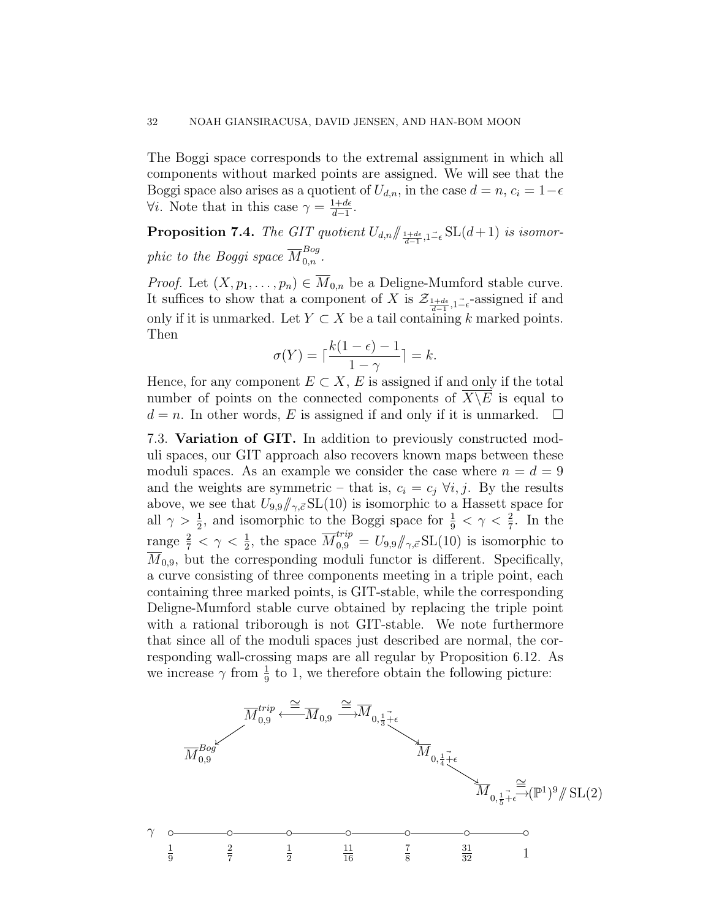The Boggi space corresponds to the extremal assignment in which all components without marked points are assigned. We will see that the Boggi space also arises as a quotient of $U_{d,n}$, in the case $d = n$, $c_i = 1-\epsilon$ $\forall i$. Note that in this case $\gamma = \frac{1+d\epsilon}{d-1}$.

**Proposition 7.4.** *The GIT quotient $U_{d,n}/\!\!/_{\frac{1+d\epsilon}{d-1},\vec{1-\epsilon}} \mathrm{SL}(d+1)$ is isomorphic to the Boggi space $\overline{M}_{0,n}^{Bog}$.*

*Proof.* Let $(X, p_1, \ldots, p_n) \in \overline{M}_{0,n}$ be a Deligne-Mumford stable curve. It suffices to show that a component of $X$ is $\mathcal{Z}_{\frac{1+d\epsilon}{d-1},\vec{1-\epsilon}}$-assigned if and only if it is unmarked. Let $Y \subset X$ be a tail containing $k$ marked points. Then

$$\sigma(Y) = \lceil \frac{k(1-\epsilon)-1}{1-\gamma} \rceil = k.$$

Hence, for any component $E \subset X$, $E$ is assigned if and only if the total number of points on the connected components of $\overline{X \backslash E}$ is equal to $d = n$. In other words, $E$ is assigned if and only if it is unmarked. $\square$

7.3. **Variation of GIT.** In addition to previously constructed moduli spaces, our GIT approach also recovers known maps between these moduli spaces. As an example we consider the case where $n = d = 9$ and the weights are symmetric – that is, $c_i = c_j$ $\forall i, j$. By the results above, we see that $U_{9,9}/\!\!/_{\gamma,\vec{c}}\mathrm{SL}(10)$ is isomorphic to a Hassett space for all $\gamma > \frac{1}{2}$, and isomorphic to the Boggi space for $\frac{1}{9} < \gamma < \frac{2}{7}$. In the range $\frac{2}{7} < \gamma < \frac{1}{2}$, the space $\overline{M}_{0,9}^{trip} = U_{9,9}/\!\!/_{\gamma,\vec{c}}\mathrm{SL}(10)$ is isomorphic to $\overline{M}_{0,9}$, but the corresponding moduli functor is different. Specifically, a curve consisting of three components meeting in a triple point, each containing three marked points, is GIT-stable, while the corresponding Deligne-Mumford stable curve obtained by replacing the triple point with a rational triborough is not GIT-stable. We note furthermore that since all of the moduli spaces just described are normal, the corresponding wall-crossing maps are all regular by Proposition 6.12. As we increase $\gamma$ from $\frac{1}{9}$ to 1, we therefore obtain the following picture:

$$\overline{M}_{0,9}^{Bog} \leftarrow \overline{M}_{0,9}^{trip} \xleftarrow{\cong} \overline{M}_{0,9} \xrightarrow{\cong} \overline{M}_{0,\vec{\frac{1}{3}+\epsilon}} \to \overline{M}_{0,\vec{\frac{1}{4}+\epsilon}} \to \overline{M}_{0,\vec{\frac{1}{5}+\epsilon}} \xrightarrow{\cong} (\mathbb{P}^1)^9/\!\!/\mathrm{SL}(2)$$

$\gamma$: $\frac{1}{9}$ — $\frac{2}{7}$ — $\frac{1}{2}$ — $\frac{11}{16}$ — $\frac{7}{8}$ — $\frac{31}{32}$ — $1$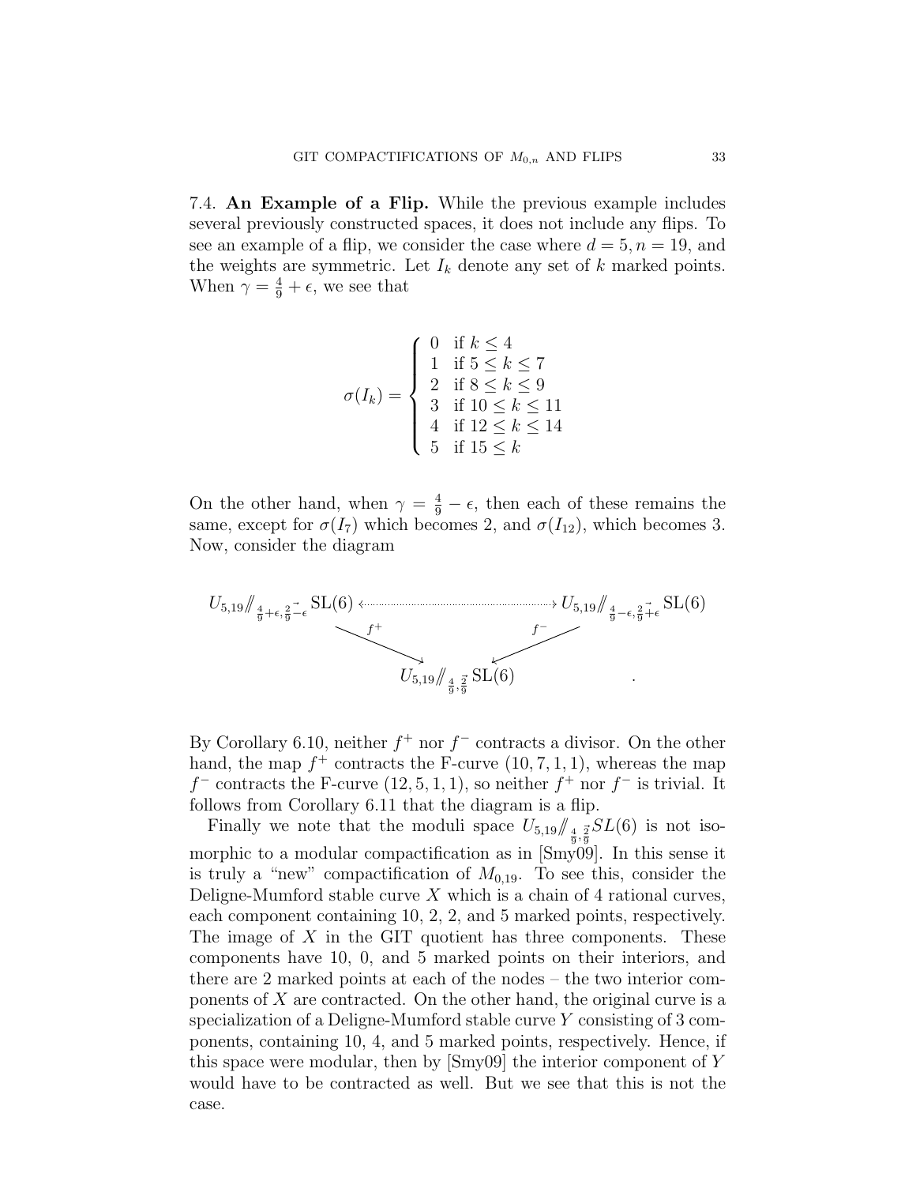**7.4. An Example of a Flip.** While the previous example includes several previously constructed spaces, it does not include any flips. To see an example of a flip, we consider the case where $d = 5, n = 19$, and the weights are symmetric. Let $I_k$ denote any set of $k$ marked points. When $\gamma = \frac{4}{9} + \epsilon$, we see that

$$\sigma(I_k) = \begin{cases} 0 & \text{if } k \leq 4 \\ 1 & \text{if } 5 \leq k \leq 7 \\ 2 & \text{if } 8 \leq k \leq 9 \\ 3 & \text{if } 10 \leq k \leq 11 \\ 4 & \text{if } 12 \leq k \leq 14 \\ 5 & \text{if } 15 \leq k \end{cases}$$

On the other hand, when $\gamma = \frac{4}{9} - \epsilon$, then each of these remains the same, except for $\sigma(I_7)$ which becomes 2, and $\sigma(I_{12})$, which becomes 3. Now, consider the diagram

$$\begin{array}{ccc} U_{5,19} /\!\!/_{\frac{4}{9}+\epsilon, \vec{\frac{2}{9}-\epsilon}} \mathrm{SL}(6) & \dashleftarrow\dashrightarrow & U_{5,19} /\!\!/_{\frac{4}{9}-\epsilon, \vec{\frac{2}{9}+\epsilon}} \mathrm{SL}(6) \\ & {\scriptstyle f^+} \searrow \quad \swarrow {\scriptstyle f^-} & \\ & U_{5,19} /\!\!/_{\frac{4}{9}, \vec{\frac{2}{9}}} \mathrm{SL}(6) & . \end{array}$$

By Corollary 6.10, neither $f^+$ nor $f^-$ contracts a divisor. On the other hand, the map $f^+$ contracts the F-curve $(10, 7, 1, 1)$, whereas the map $f^-$ contracts the F-curve $(12, 5, 1, 1)$, so neither $f^+$ nor $f^-$ is trivial. It follows from Corollary 6.11 that the diagram is a flip.

Finally we note that the moduli space $U_{5,19} /\!\!/_{\frac{4}{9}, \vec{\frac{2}{9}}} SL(6)$ is not isomorphic to a modular compactification as in [Smy09]. In this sense it is truly a "new" compactification of $M_{0,19}$. To see this, consider the Deligne-Mumford stable curve $X$ which is a chain of 4 rational curves, each component containing 10, 2, 2, and 5 marked points, respectively. The image of $X$ in the GIT quotient has three components. These components have 10, 0, and 5 marked points on their interiors, and there are 2 marked points at each of the nodes – the two interior components of $X$ are contracted. On the other hand, the original curve is a specialization of a Deligne-Mumford stable curve $Y$ consisting of 3 components, containing 10, 4, and 5 marked points, respectively. Hence, if this space were modular, then by [Smy09] the interior component of $Y$ would have to be contracted as well. But we see that this is not the case.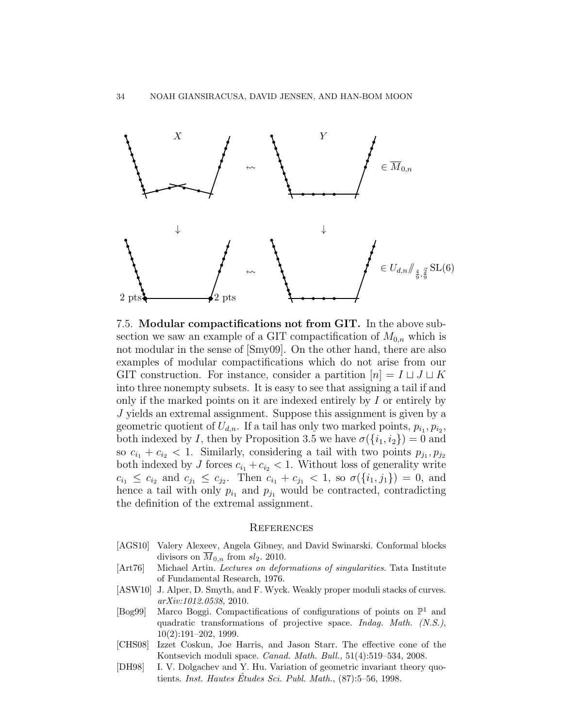7.5. **Modular compactifications not from GIT.** In the above subsection we saw an example of a GIT compactification of $M_{0,n}$ which is not modular in the sense of [Smy09]. On the other hand, there are also examples of modular compactifications which do not arise from our GIT construction. For instance, consider a partition $[n] = I \sqcup J \sqcup K$ into three nonempty subsets. It is easy to see that assigning a tail if and only if the marked points on it are indexed entirely by $I$ or entirely by $J$ yields an extremal assignment. Suppose this assignment is given by a geometric quotient of $U_{d,n}$. If a tail has only two marked points, $p_{i_1}, p_{i_2}$, both indexed by $I$, then by Proposition 3.5 we have $\sigma(\{i_1, i_2\}) = 0$ and so $c_{i_1} + c_{i_2} < 1$. Similarly, considering a tail with two points $p_{j_1}, p_{j_2}$ both indexed by $J$ forces $c_{i_1} + c_{i_2} < 1$. Without loss of generality write $c_{i_1} \leq c_{i_2}$ and $c_{j_1} \leq c_{j_2}$. Then $c_{i_1} + c_{j_1} < 1$, so $\sigma(\{i_1, j_1\}) = 0$, and hence a tail with only $p_{i_1}$ and $p_{j_1}$ would be contracted, contradicting the definition of the extremal assignment.

## References

- [AGS10] Valery Alexeev, Angela Gibney, and David Swinarski. Conformal blocks divisors on $\overline{M}_{0,n}$ from $sl_2$. 2010.
- [Art76] Michael Artin. *Lectures on deformations of singularities*. Tata Institute of Fundamental Research, 1976.
- [ASW10] J. Alper, D. Smyth, and F. Wyck. Weakly proper moduli stacks of curves. *arXiv:1012.0538*, 2010.
- [Bog99] Marco Boggi. Compactifications of configurations of points on $\mathbb{P}^1$ and quadratic transformations of projective space. *Indag. Math. (N.S.)*, 10(2):191–202, 1999.
- [CHS08] Izzet Coskun, Joe Harris, and Jason Starr. The effective cone of the Kontsevich moduli space. *Canad. Math. Bull.*, 51(4):519–534, 2008.
- [DH98] I. V. Dolgachev and Y. Hu. Variation of geometric invariant theory quotients. *Inst. Hautes Études Sci. Publ. Math.*, (87):5–56, 1998.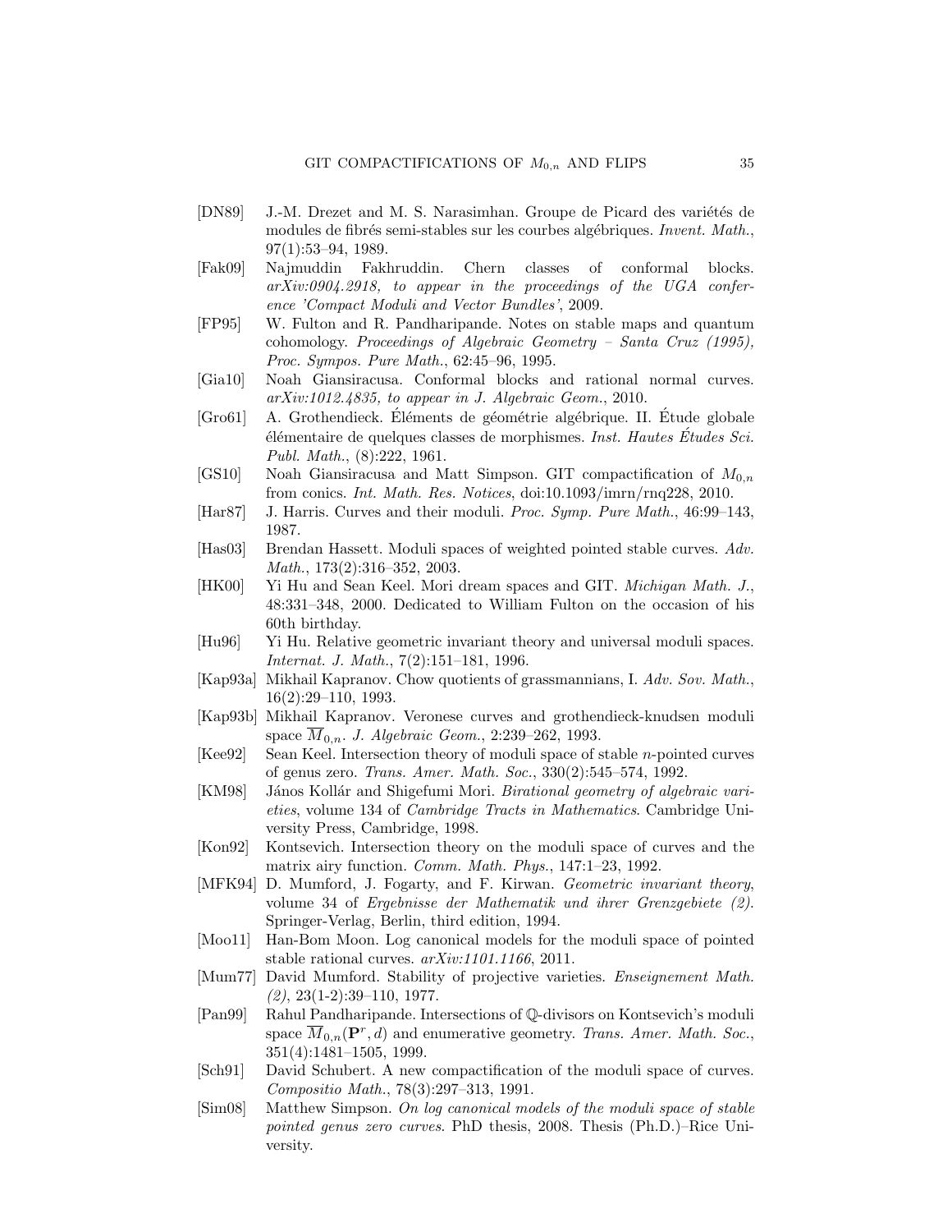[DN89] J.-M. Drezet and M. S. Narasimhan. Groupe de Picard des variétés de modules de fibrés semi-stables sur les courbes algébriques. *Invent. Math.*, 97(1):53–94, 1989.

[Fak09] Najmuddin Fakhruddin. Chern classes of conformal blocks. *arXiv:0904.2918, to appear in the proceedings of the UGA conference 'Compact Moduli and Vector Bundles'*, 2009.

[FP95] W. Fulton and R. Pandharipande. Notes on stable maps and quantum cohomology. *Proceedings of Algebraic Geometry – Santa Cruz (1995), Proc. Sympos. Pure Math.*, 62:45–96, 1995.

[Gia10] Noah Giansiracusa. Conformal blocks and rational normal curves. *arXiv:1012.4835, to appear in J. Algebraic Geom.*, 2010.

[Gro61] A. Grothendieck. Éléments de géométrie algébrique. II. Étude globale élémentaire de quelques classes de morphismes. *Inst. Hautes Études Sci. Publ. Math.*, (8):222, 1961.

[GS10] Noah Giansiracusa and Matt Simpson. GIT compactification of $M_{0,n}$ from conics. *Int. Math. Res. Notices*, doi:10.1093/imrn/rnq228, 2010.

[Har87] J. Harris. Curves and their moduli. *Proc. Symp. Pure Math.*, 46:99–143, 1987.

[Has03] Brendan Hassett. Moduli spaces of weighted pointed stable curves. *Adv. Math.*, 173(2):316–352, 2003.

[HK00] Yi Hu and Sean Keel. Mori dream spaces and GIT. *Michigan Math. J.*, 48:331–348, 2000. Dedicated to William Fulton on the occasion of his 60th birthday.

[Hu96] Yi Hu. Relative geometric invariant theory and universal moduli spaces. *Internat. J. Math.*, 7(2):151–181, 1996.

[Kap93a] Mikhail Kapranov. Chow quotients of grassmannians, I. *Adv. Sov. Math.*, 16(2):29–110, 1993.

[Kap93b] Mikhail Kapranov. Veronese curves and grothendieck-knudsen moduli space $\overline{M}_{0,n}$. *J. Algebraic Geom.*, 2:239–262, 1993.

[Kee92] Sean Keel. Intersection theory of moduli space of stable $n$-pointed curves of genus zero. *Trans. Amer. Math. Soc.*, 330(2):545–574, 1992.

[KM98] János Kollár and Shigefumi Mori. *Birational geometry of algebraic varieties*, volume 134 of *Cambridge Tracts in Mathematics*. Cambridge University Press, Cambridge, 1998.

[Kon92] Kontsevich. Intersection theory on the moduli space of curves and the matrix airy function. *Comm. Math. Phys.*, 147:1–23, 1992.

[MFK94] D. Mumford, J. Fogarty, and F. Kirwan. *Geometric invariant theory*, volume 34 of *Ergebnisse der Mathematik und ihrer Grenzgebiete (2)*. Springer-Verlag, Berlin, third edition, 1994.

[Moo11] Han-Bom Moon. Log canonical models for the moduli space of pointed stable rational curves. *arXiv:1101.1166*, 2011.

[Mum77] David Mumford. Stability of projective varieties. *Enseignement Math. (2)*, 23(1-2):39–110, 1977.

[Pan99] Rahul Pandharipande. Intersections of $\mathbb{Q}$-divisors on Kontsevich's moduli space $\overline{M}_{0,n}(\mathbf{P}^r, d)$ and enumerative geometry. *Trans. Amer. Math. Soc.*, 351(4):1481–1505, 1999.

[Sch91] David Schubert. A new compactification of the moduli space of curves. *Compositio Math.*, 78(3):297–313, 1991.

[Sim08] Matthew Simpson. *On log canonical models of the moduli space of stable pointed genus zero curves*. PhD thesis, 2008. Thesis (Ph.D.)–Rice University.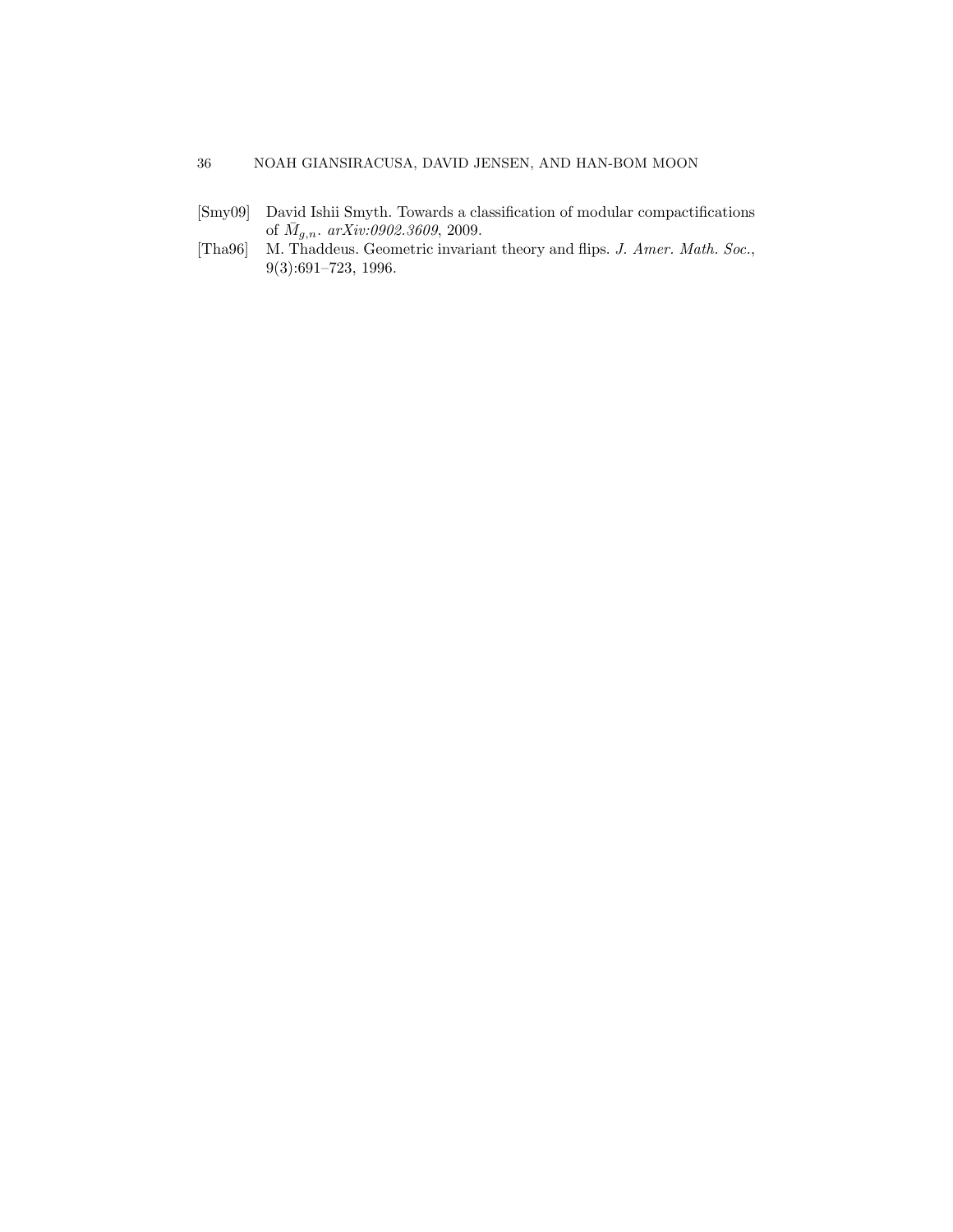[Smy09] David Ishii Smyth. Towards a classification of modular compactifications of $\bar{M}_{g,n}$. *arXiv:0902.3609*, 2009.

[Tha96] M. Thaddeus. Geometric invariant theory and flips. *J. Amer. Math. Soc.*, 9(3):691–723, 1996.